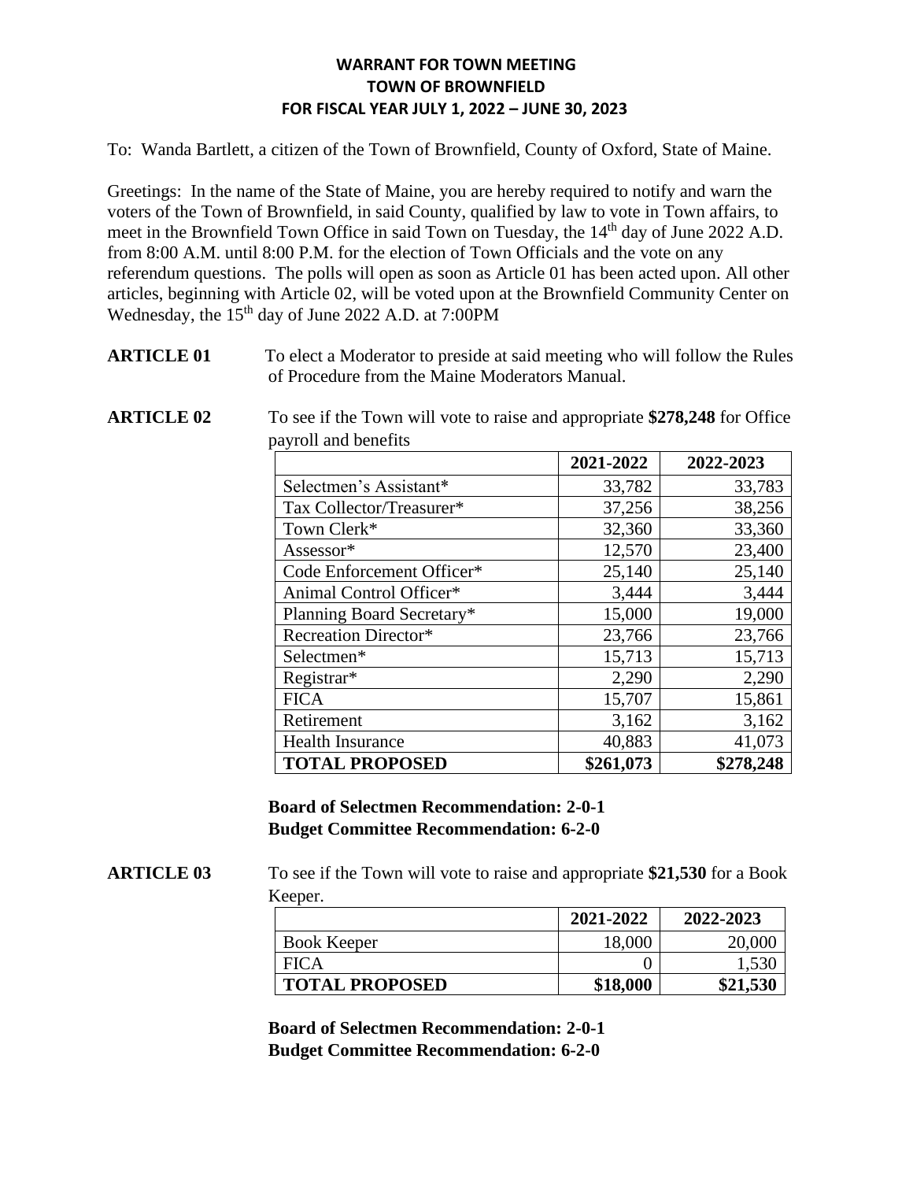**WARRANT FOR TOWN MEETING**
**TOWN OF BROWNFIELD**
**FOR FISCAL YEAR JULY 1, 2022 – JUNE 30, 2023**

To: Wanda Bartlett, a citizen of the Town of Brownfield, County of Oxford, State of Maine.

Greetings: In the name of the State of Maine, you are hereby required to notify and warn the voters of the Town of Brownfield, in said County, qualified by law to vote in Town affairs, to meet in the Brownfield Town Office in said Town on Tuesday, the 14th day of June 2022 A.D. from 8:00 A.M. until 8:00 P.M. for the election of Town Officials and the vote on any referendum questions. The polls will open as soon as Article 01 has been acted upon. All other articles, beginning with Article 02, will be voted upon at the Brownfield Community Center on Wednesday, the 15th day of June 2022 A.D. at 7:00PM

**ARTICLE 01** To elect a Moderator to preside at said meeting who will follow the Rules of Procedure from the Maine Moderators Manual.

**ARTICLE 02** To see if the Town will vote to raise and appropriate **$278,248** for Office payroll and benefits

| | 2021-2022 | 2022-2023 |
|---|---|---|
| Selectmen's Assistant* | 33,782 | 33,783 |
| Tax Collector/Treasurer* | 37,256 | 38,256 |
| Town Clerk* | 32,360 | 33,360 |
| Assessor* | 12,570 | 23,400 |
| Code Enforcement Officer* | 25,140 | 25,140 |
| Animal Control Officer* | 3,444 | 3,444 |
| Planning Board Secretary* | 15,000 | 19,000 |
| Recreation Director* | 23,766 | 23,766 |
| Selectmen* | 15,713 | 15,713 |
| Registrar* | 2,290 | 2,290 |
| FICA | 15,707 | 15,861 |
| Retirement | 3,162 | 3,162 |
| Health Insurance | 40,883 | 41,073 |
| **TOTAL PROPOSED** | **$261,073** | **$278,248** |

**Board of Selectmen Recommendation: 2-0-1**
**Budget Committee Recommendation: 6-2-0**

**ARTICLE 03** To see if the Town will vote to raise and appropriate **$21,530** for a Book Keeper.

| | 2021-2022 | 2022-2023 |
|---|---|---|
| Book Keeper | 18,000 | 20,000 |
| FICA | 0 | 1,530 |
| **TOTAL PROPOSED** | **$18,000** | **$21,530** |

**Board of Selectmen Recommendation: 2-0-1**
**Budget Committee Recommendation: 6-2-0**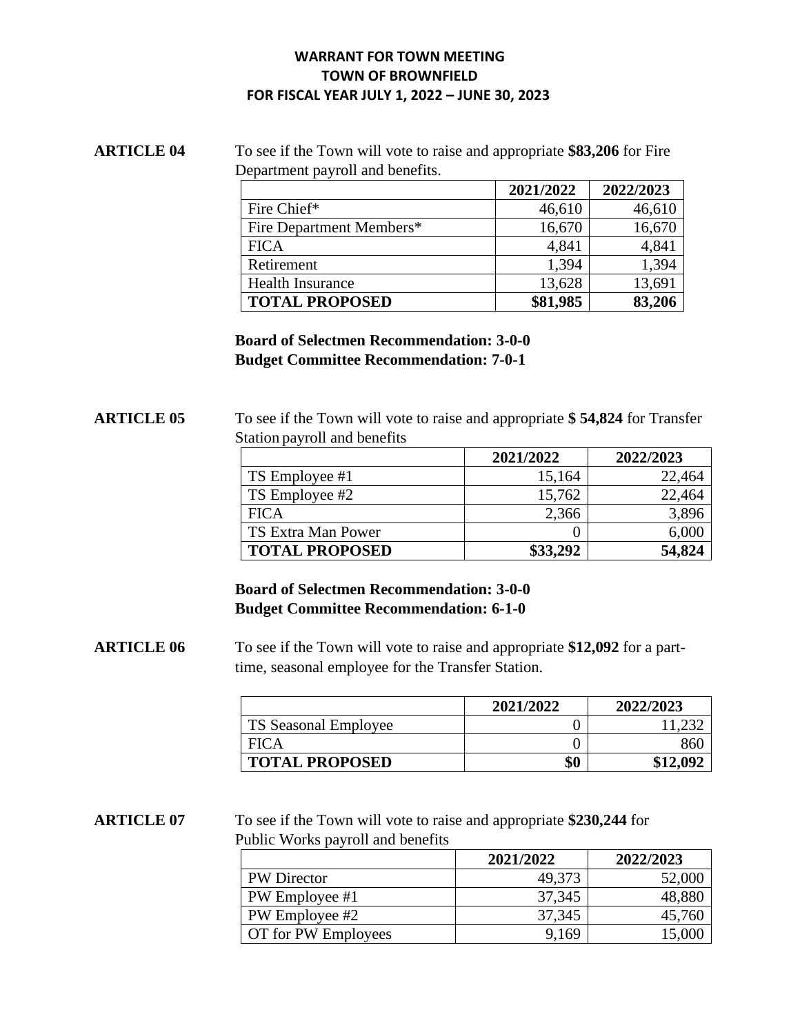**WARRANT FOR TOWN MEETING**
**TOWN OF BROWNFIELD**
**FOR FISCAL YEAR JULY 1, 2022 – JUNE 30, 2023**

**ARTICLE 04** To see if the Town will vote to raise and appropriate **$83,206** for Fire Department payroll and benefits.

| | 2021/2022 | 2022/2023 |
|---|---|---|
| Fire Chief* | 46,610 | 46,610 |
| Fire Department Members* | 16,670 | 16,670 |
| FICA | 4,841 | 4,841 |
| Retirement | 1,394 | 1,394 |
| Health Insurance | 13,628 | 13,691 |
| **TOTAL PROPOSED** | **$81,985** | **83,206** |

**Board of Selectmen Recommendation: 3-0-0**
**Budget Committee Recommendation: 7-0-1**

**ARTICLE 05** To see if the Town will vote to raise and appropriate **$ 54,824** for Transfer Station payroll and benefits

| | 2021/2022 | 2022/2023 |
|---|---|---|
| TS Employee #1 | 15,164 | 22,464 |
| TS Employee #2 | 15,762 | 22,464 |
| FICA | 2,366 | 3,896 |
| TS Extra Man Power | 0 | 6,000 |
| **TOTAL PROPOSED** | **$33,292** | **54,824** |

**Board of Selectmen Recommendation: 3-0-0**
**Budget Committee Recommendation: 6-1-0**

**ARTICLE 06** To see if the Town will vote to raise and appropriate **$12,092** for a part-time, seasonal employee for the Transfer Station.

| | 2021/2022 | 2022/2023 |
|---|---|---|
| TS Seasonal Employee | 0 | 11,232 |
| FICA | 0 | 860 |
| **TOTAL PROPOSED** | **$0** | **$12,092** |

**ARTICLE 07** To see if the Town will vote to raise and appropriate **$230,244** for Public Works payroll and benefits

| | 2021/2022 | 2022/2023 |
|---|---|---|
| PW Director | 49,373 | 52,000 |
| PW Employee #1 | 37,345 | 48,880 |
| PW Employee #2 | 37,345 | 45,760 |
| OT for PW Employees | 9,169 | 15,000 |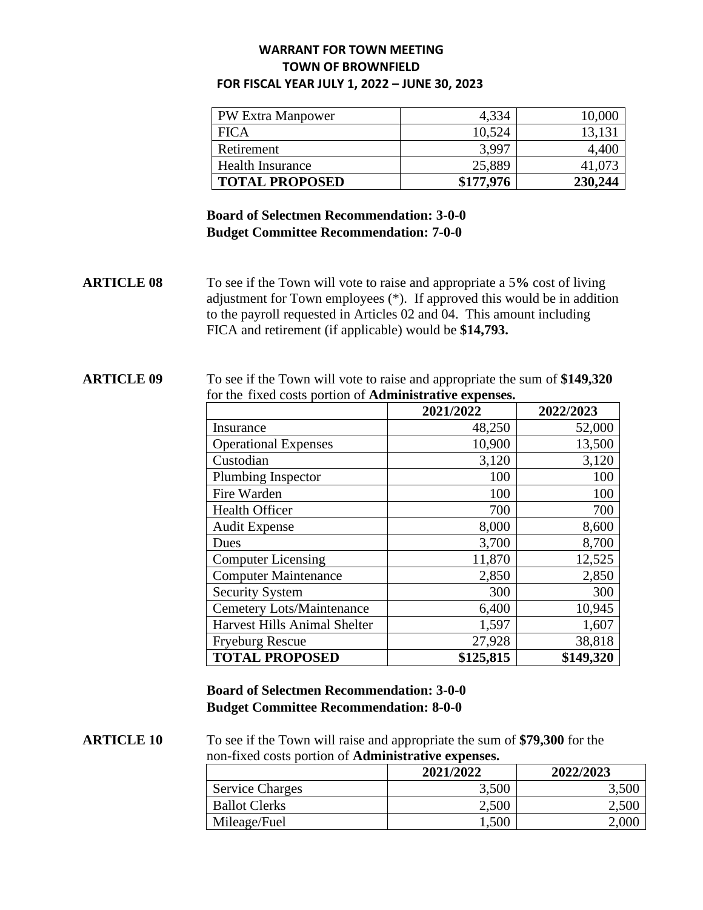**WARRANT FOR TOWN MEETING**
**TOWN OF BROWNFIELD**
**FOR FISCAL YEAR JULY 1, 2022 – JUNE 30, 2023**

| | | |
|---|---:|---:|
| PW Extra Manpower | 4,334 | 10,000 |
| FICA | 10,524 | 13,131 |
| Retirement | 3,997 | 4,400 |
| Health Insurance | 25,889 | 41,073 |
| **TOTAL PROPOSED** | **$177,976** | **230,244** |

**Board of Selectmen Recommendation: 3-0-0**
**Budget Committee Recommendation: 7-0-0**

**ARTICLE 08** To see if the Town will vote to raise and appropriate a 5**%** cost of living adjustment for Town employees (*). If approved this would be in addition to the payroll requested in Articles 02 and 04. This amount including FICA and retirement (if applicable) would be **$14,793.**

**ARTICLE 09** To see if the Town will vote to raise and appropriate the sum of **$149,320** for the fixed costs portion of **Administrative expenses.**

| | **2021/2022** | **2022/2023** |
|---|---:|---:|
| Insurance | 48,250 | 52,000 |
| Operational Expenses | 10,900 | 13,500 |
| Custodian | 3,120 | 3,120 |
| Plumbing Inspector | 100 | 100 |
| Fire Warden | 100 | 100 |
| Health Officer | 700 | 700 |
| Audit Expense | 8,000 | 8,600 |
| Dues | 3,700 | 8,700 |
| Computer Licensing | 11,870 | 12,525 |
| Computer Maintenance | 2,850 | 2,850 |
| Security System | 300 | 300 |
| Cemetery Lots/Maintenance | 6,400 | 10,945 |
| Harvest Hills Animal Shelter | 1,597 | 1,607 |
| Fryeburg Rescue | 27,928 | 38,818 |
| **TOTAL PROPOSED** | **$125,815** | **$149,320** |

**Board of Selectmen Recommendation: 3-0-0**
**Budget Committee Recommendation: 8-0-0**

**ARTICLE 10** To see if the Town will raise and appropriate the sum of **$79,300** for the non-fixed costs portion of **Administrative expenses.**

| | **2021/2022** | **2022/2023** |
|---|---:|---:|
| Service Charges | 3,500 | 3,500 |
| Ballot Clerks | 2,500 | 2,500 |
| Mileage/Fuel | 1,500 | 2,000 |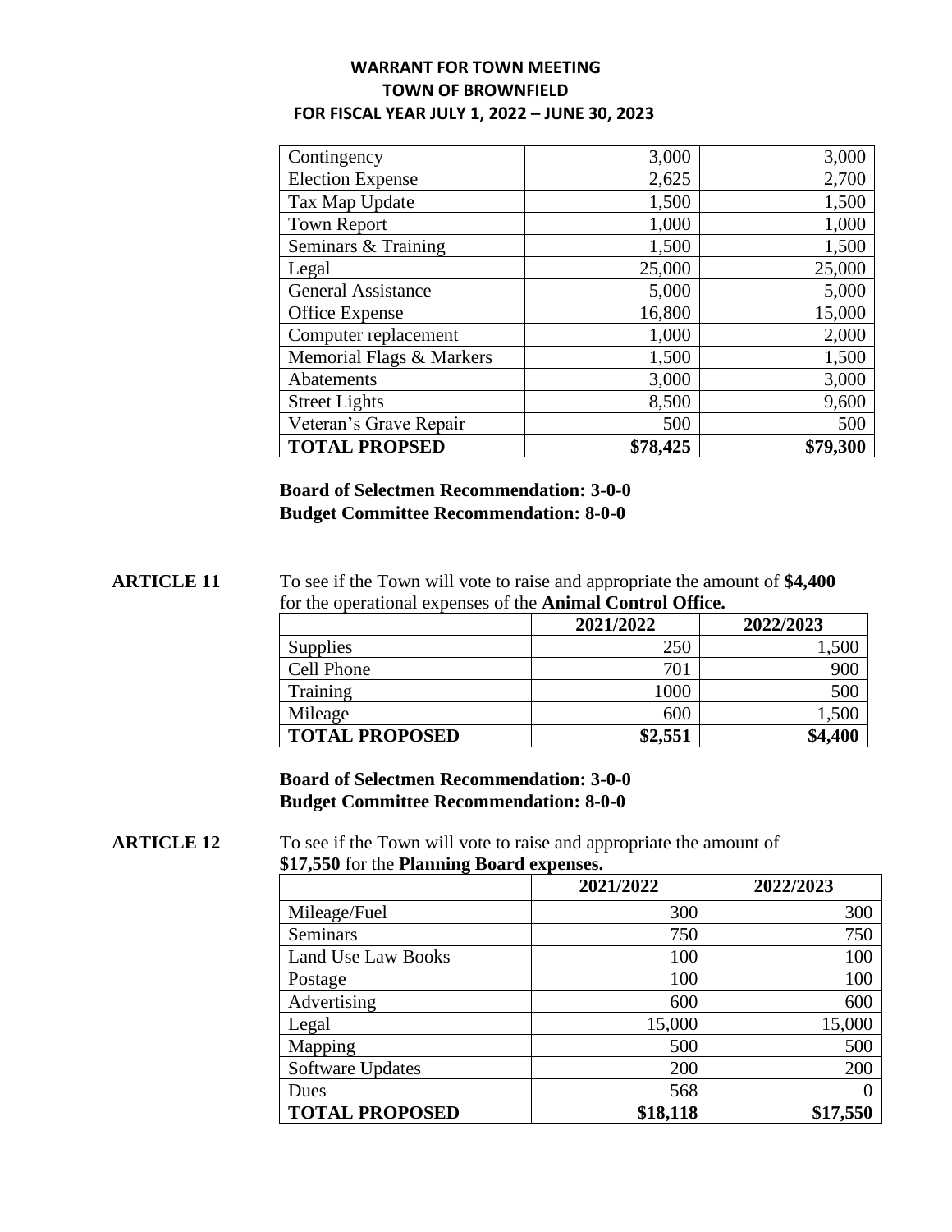**WARRANT FOR TOWN MEETING**
**TOWN OF BROWNFIELD**
**FOR FISCAL YEAR JULY 1, 2022 – JUNE 30, 2023**

| | | |
|---|---:|---:|
| Contingency | 3,000 | 3,000 |
| Election Expense | 2,625 | 2,700 |
| Tax Map Update | 1,500 | 1,500 |
| Town Report | 1,000 | 1,000 |
| Seminars & Training | 1,500 | 1,500 |
| Legal | 25,000 | 25,000 |
| General Assistance | 5,000 | 5,000 |
| Office Expense | 16,800 | 15,000 |
| Computer replacement | 1,000 | 2,000 |
| Memorial Flags & Markers | 1,500 | 1,500 |
| Abatements | 3,000 | 3,000 |
| Street Lights | 8,500 | 9,600 |
| Veteran's Grave Repair | 500 | 500 |
| **TOTAL PROPSED** | **$78,425** | **$79,300** |

**Board of Selectmen Recommendation: 3-0-0**
**Budget Committee Recommendation: 8-0-0**

**ARTICLE 11** To see if the Town will vote to raise and appropriate the amount of **$4,400** for the operational expenses of the **Animal Control Office.**

| | 2021/2022 | 2022/2023 |
|---|---:|---:|
| Supplies | 250 | 1,500 |
| Cell Phone | 701 | 900 |
| Training | 1000 | 500 |
| Mileage | 600 | 1,500 |
| **TOTAL PROPOSED** | **$2,551** | **$4,400** |

**Board of Selectmen Recommendation: 3-0-0**
**Budget Committee Recommendation: 8-0-0**

**ARTICLE 12** To see if the Town will vote to raise and appropriate the amount of **$17,550** for the **Planning Board expenses.**

| | 2021/2022 | 2022/2023 |
|---|---:|---:|
| Mileage/Fuel | 300 | 300 |
| Seminars | 750 | 750 |
| Land Use Law Books | 100 | 100 |
| Postage | 100 | 100 |
| Advertising | 600 | 600 |
| Legal | 15,000 | 15,000 |
| Mapping | 500 | 500 |
| Software Updates | 200 | 200 |
| Dues | 568 | 0 |
| **TOTAL PROPOSED** | **$18,118** | **$17,550** |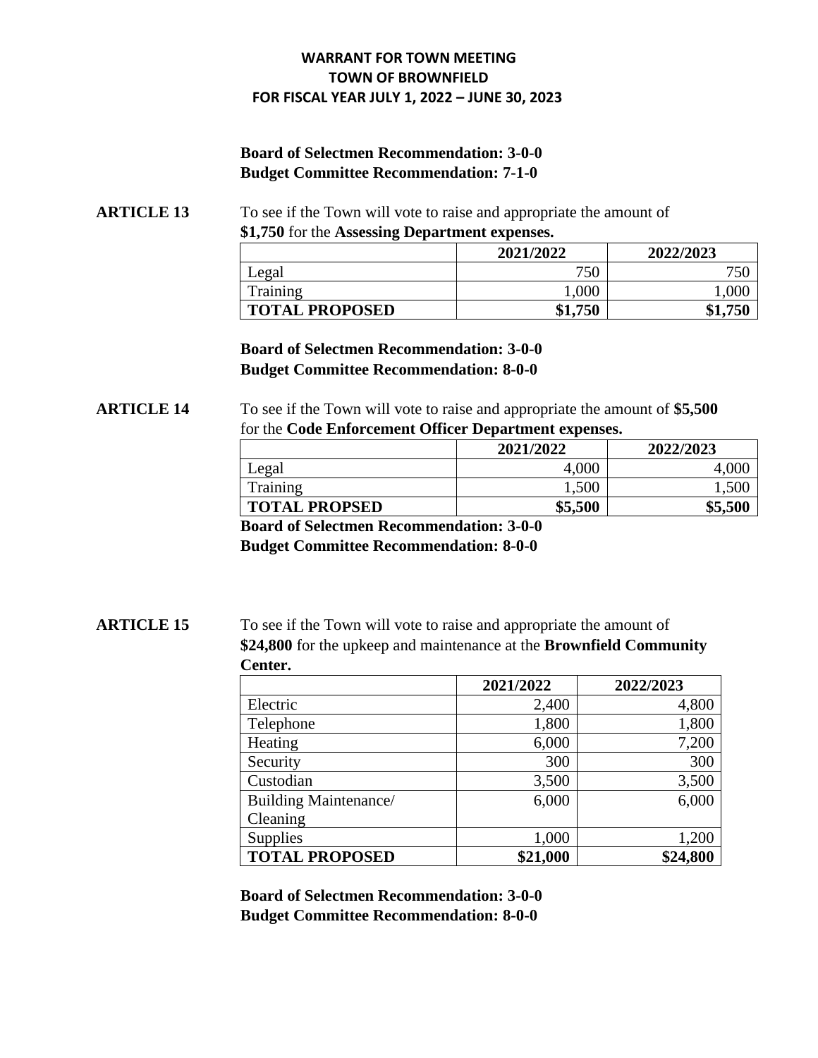# WARRANT FOR TOWN MEETING
# TOWN OF BROWNFIELD
# FOR FISCAL YEAR JULY 1, 2022 – JUNE 30, 2023

**Board of Selectmen Recommendation: 3-0-0**
**Budget Committee Recommendation: 7-1-0**

**ARTICLE 13** To see if the Town will vote to raise and appropriate the amount of **$1,750** for the **Assessing Department expenses.**

| | 2021/2022 | 2022/2023 |
|---|---:|---:|
| Legal | 750 | 750 |
| Training | 1,000 | 1,000 |
| **TOTAL PROPOSED** | **$1,750** | **$1,750** |

**Board of Selectmen Recommendation: 3-0-0**
**Budget Committee Recommendation: 8-0-0**

**ARTICLE 14** To see if the Town will vote to raise and appropriate the amount of **$5,500** for the **Code Enforcement Officer Department expenses.**

| | 2021/2022 | 2022/2023 |
|---|---:|---:|
| Legal | 4,000 | 4,000 |
| Training | 1,500 | 1,500 |
| **TOTAL PROPSED** | **$5,500** | **$5,500** |

**Board of Selectmen Recommendation: 3-0-0**
**Budget Committee Recommendation: 8-0-0**

**ARTICLE 15** To see if the Town will vote to raise and appropriate the amount of **$24,800** for the upkeep and maintenance at the **Brownfield Community Center.**

| | 2021/2022 | 2022/2023 |
|---|---:|---:|
| Electric | 2,400 | 4,800 |
| Telephone | 1,800 | 1,800 |
| Heating | 6,000 | 7,200 |
| Security | 300 | 300 |
| Custodian | 3,500 | 3,500 |
| Building Maintenance/ Cleaning | 6,000 | 6,000 |
| Supplies | 1,000 | 1,200 |
| **TOTAL PROPOSED** | **$21,000** | **$24,800** |

**Board of Selectmen Recommendation: 3-0-0**
**Budget Committee Recommendation: 8-0-0**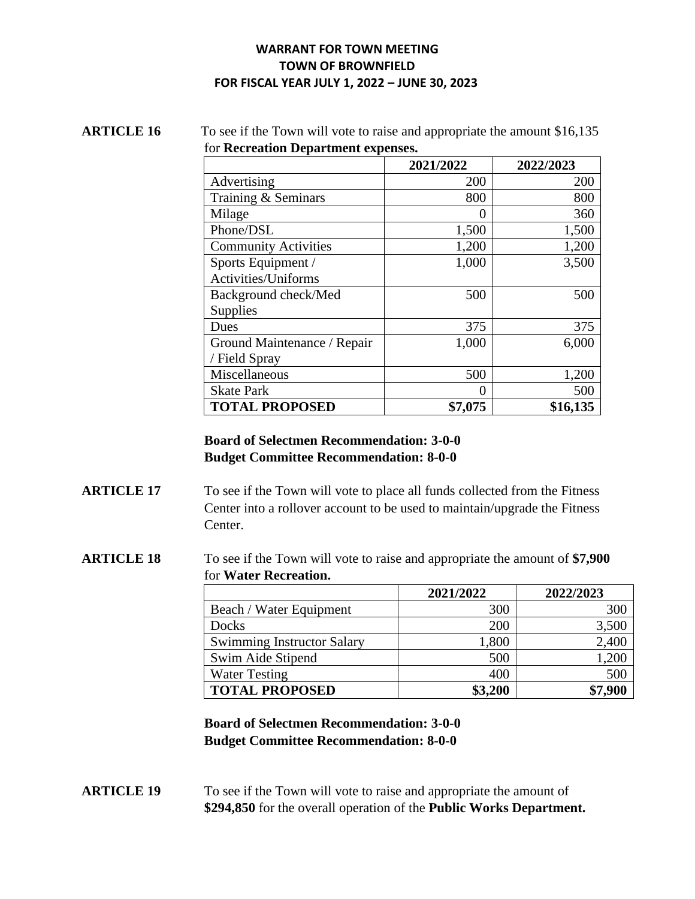**WARRANT FOR TOWN MEETING**
**TOWN OF BROWNFIELD**
**FOR FISCAL YEAR JULY 1, 2022 – JUNE 30, 2023**

**ARTICLE 16** To see if the Town will vote to raise and appropriate the amount $16,135 for **Recreation Department expenses.**

| | 2021/2022 | 2022/2023 |
|---|---|---|
| Advertising | 200 | 200 |
| Training & Seminars | 800 | 800 |
| Milage | 0 | 360 |
| Phone/DSL | 1,500 | 1,500 |
| Community Activities | 1,200 | 1,200 |
| Sports Equipment / Activities/Uniforms | 1,000 | 3,500 |
| Background check/Med Supplies | 500 | 500 |
| Dues | 375 | 375 |
| Ground Maintenance / Repair / Field Spray | 1,000 | 6,000 |
| Miscellaneous | 500 | 1,200 |
| Skate Park | 0 | 500 |
| **TOTAL PROPOSED** | **$7,075** | **$16,135** |

**Board of Selectmen Recommendation: 3-0-0**
**Budget Committee Recommendation: 8-0-0**

**ARTICLE 17** To see if the Town will vote to place all funds collected from the Fitness Center into a rollover account to be used to maintain/upgrade the Fitness Center.

**ARTICLE 18** To see if the Town will vote to raise and appropriate the amount of **$7,900** for **Water Recreation.**

| | 2021/2022 | 2022/2023 |
|---|---|---|
| Beach / Water Equipment | 300 | 300 |
| Docks | 200 | 3,500 |
| Swimming Instructor Salary | 1,800 | 2,400 |
| Swim Aide Stipend | 500 | 1,200 |
| Water Testing | 400 | 500 |
| **TOTAL PROPOSED** | **$3,200** | **$7,900** |

**Board of Selectmen Recommendation: 3-0-0**
**Budget Committee Recommendation: 8-0-0**

**ARTICLE 19** To see if the Town will vote to raise and appropriate the amount of **$294,850** for the overall operation of the **Public Works Department.**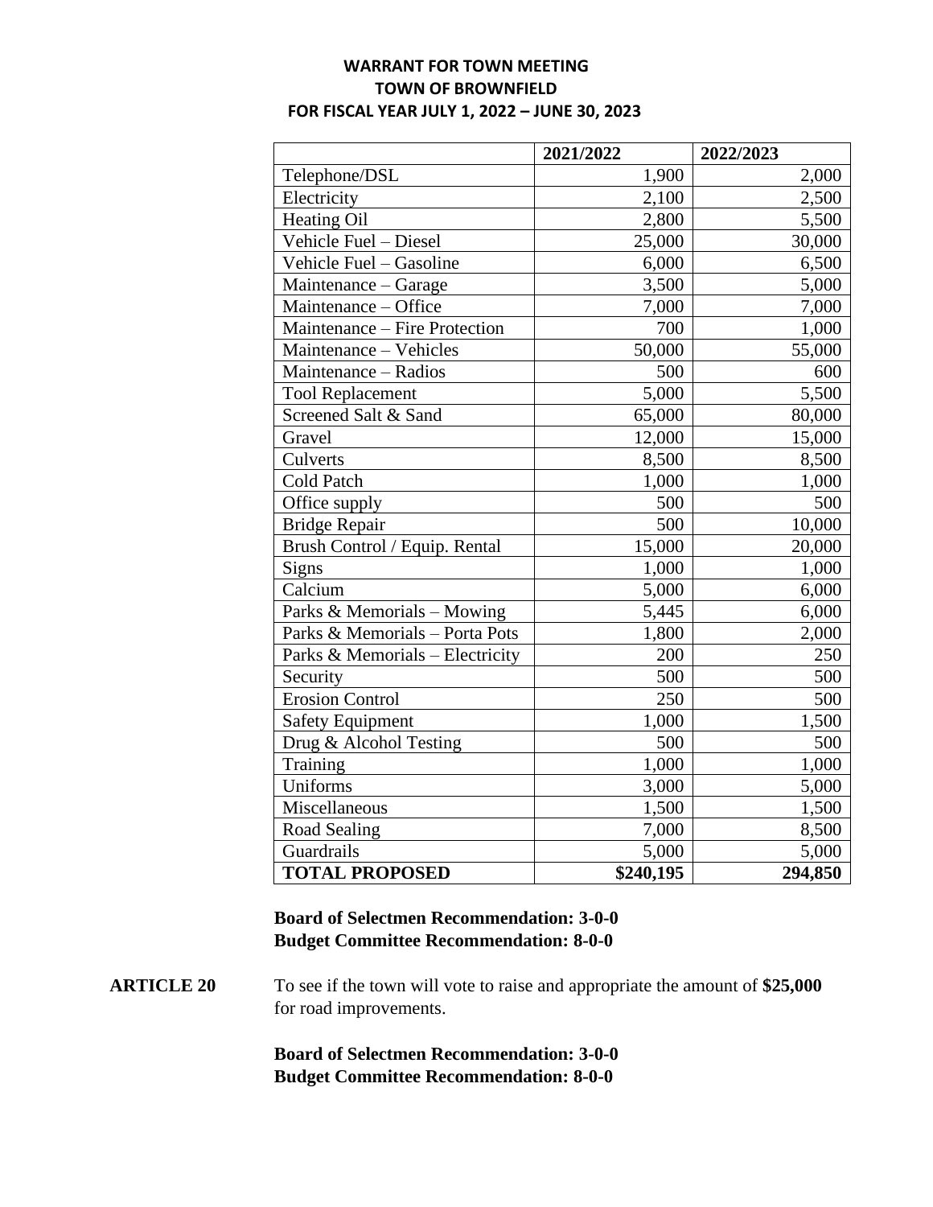**WARRANT FOR TOWN MEETING**
**TOWN OF BROWNFIELD**
**FOR FISCAL YEAR JULY 1, 2022 – JUNE 30, 2023**

| | 2021/2022 | 2022/2023 |
|---|---|---|
| Telephone/DSL | 1,900 | 2,000 |
| Electricity | 2,100 | 2,500 |
| Heating Oil | 2,800 | 5,500 |
| Vehicle Fuel – Diesel | 25,000 | 30,000 |
| Vehicle Fuel – Gasoline | 6,000 | 6,500 |
| Maintenance – Garage | 3,500 | 5,000 |
| Maintenance – Office | 7,000 | 7,000 |
| Maintenance – Fire Protection | 700 | 1,000 |
| Maintenance – Vehicles | 50,000 | 55,000 |
| Maintenance – Radios | 500 | 600 |
| Tool Replacement | 5,000 | 5,500 |
| Screened Salt & Sand | 65,000 | 80,000 |
| Gravel | 12,000 | 15,000 |
| Culverts | 8,500 | 8,500 |
| Cold Patch | 1,000 | 1,000 |
| Office supply | 500 | 500 |
| Bridge Repair | 500 | 10,000 |
| Brush Control / Equip. Rental | 15,000 | 20,000 |
| Signs | 1,000 | 1,000 |
| Calcium | 5,000 | 6,000 |
| Parks & Memorials – Mowing | 5,445 | 6,000 |
| Parks & Memorials – Porta Pots | 1,800 | 2,000 |
| Parks & Memorials – Electricity | 200 | 250 |
| Security | 500 | 500 |
| Erosion Control | 250 | 500 |
| Safety Equipment | 1,000 | 1,500 |
| Drug & Alcohol Testing | 500 | 500 |
| Training | 1,000 | 1,000 |
| Uniforms | 3,000 | 5,000 |
| Miscellaneous | 1,500 | 1,500 |
| Road Sealing | 7,000 | 8,500 |
| Guardrails | 5,000 | 5,000 |
| **TOTAL PROPOSED** | **$240,195** | **294,850** |

**Board of Selectmen Recommendation: 3-0-0**
**Budget Committee Recommendation: 8-0-0**

**ARTICLE 20** To see if the town will vote to raise and appropriate the amount of **$25,000** for road improvements.

**Board of Selectmen Recommendation: 3-0-0**
**Budget Committee Recommendation: 8-0-0**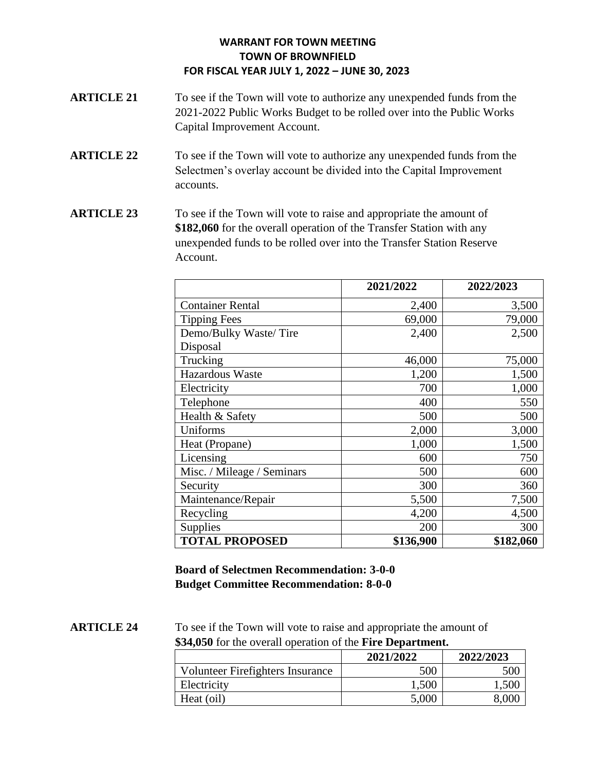**WARRANT FOR TOWN MEETING**
**TOWN OF BROWNFIELD**
**FOR FISCAL YEAR JULY 1, 2022 – JUNE 30, 2023**

**ARTICLE 21** To see if the Town will vote to authorize any unexpended funds from the 2021-2022 Public Works Budget to be rolled over into the Public Works Capital Improvement Account.

**ARTICLE 22** To see if the Town will vote to authorize any unexpended funds from the Selectmen's overlay account be divided into the Capital Improvement accounts.

**ARTICLE 23** To see if the Town will vote to raise and appropriate the amount of **$182,060** for the overall operation of the Transfer Station with any unexpended funds to be rolled over into the Transfer Station Reserve Account.

| | **2021/2022** | **2022/2023** |
|---|---:|---:|
| Container Rental | 2,400 | 3,500 |
| Tipping Fees | 69,000 | 79,000 |
| Demo/Bulky Waste/ Tire Disposal | 2,400 | 2,500 |
| Trucking | 46,000 | 75,000 |
| Hazardous Waste | 1,200 | 1,500 |
| Electricity | 700 | 1,000 |
| Telephone | 400 | 550 |
| Health & Safety | 500 | 500 |
| Uniforms | 2,000 | 3,000 |
| Heat (Propane) | 1,000 | 1,500 |
| Licensing | 600 | 750 |
| Misc. / Mileage / Seminars | 500 | 600 |
| Security | 300 | 360 |
| Maintenance/Repair | 5,500 | 7,500 |
| Recycling | 4,200 | 4,500 |
| Supplies | 200 | 300 |
| **TOTAL PROPOSED** | **$136,900** | **$182,060** |

**Board of Selectmen Recommendation: 3-0-0**
**Budget Committee Recommendation: 8-0-0**

**ARTICLE 24** To see if the Town will vote to raise and appropriate the amount of **$34,050** for the overall operation of the **Fire Department.**

| | **2021/2022** | **2022/2023** |
|---|---:|---:|
| Volunteer Firefighters Insurance | 500 | 500 |
| Electricity | 1,500 | 1,500 |
| Heat (oil) | 5,000 | 8,000 |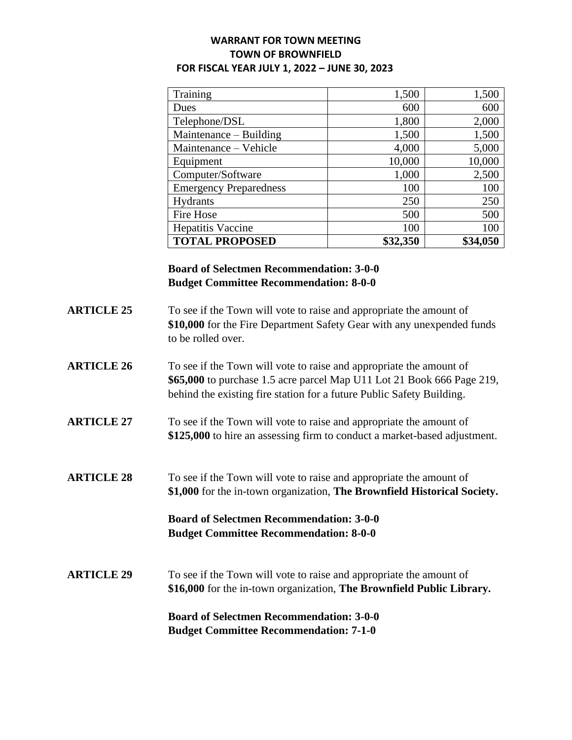**WARRANT FOR TOWN MEETING**
**TOWN OF BROWNFIELD**
**FOR FISCAL YEAR JULY 1, 2022 – JUNE 30, 2023**

| | | |
|---|---:|---:|
| Training | 1,500 | 1,500 |
| Dues | 600 | 600 |
| Telephone/DSL | 1,800 | 2,000 |
| Maintenance – Building | 1,500 | 1,500 |
| Maintenance – Vehicle | 4,000 | 5,000 |
| Equipment | 10,000 | 10,000 |
| Computer/Software | 1,000 | 2,500 |
| Emergency Preparedness | 100 | 100 |
| Hydrants | 250 | 250 |
| Fire Hose | 500 | 500 |
| Hepatitis Vaccine | 100 | 100 |
| **TOTAL PROPOSED** | **$32,350** | **$34,050** |

**Board of Selectmen Recommendation: 3-0-0**
**Budget Committee Recommendation: 8-0-0**

**ARTICLE 25** To see if the Town will vote to raise and appropriate the amount of **$10,000** for the Fire Department Safety Gear with any unexpended funds to be rolled over.

**ARTICLE 26** To see if the Town will vote to raise and appropriate the amount of **$65,000** to purchase 1.5 acre parcel Map U11 Lot 21 Book 666 Page 219, behind the existing fire station for a future Public Safety Building.

**ARTICLE 27** To see if the Town will vote to raise and appropriate the amount of **$125,000** to hire an assessing firm to conduct a market-based adjustment.

**ARTICLE 28** To see if the Town will vote to raise and appropriate the amount of **$1,000** for the in-town organization, **The Brownfield Historical Society.**

**Board of Selectmen Recommendation: 3-0-0**
**Budget Committee Recommendation: 8-0-0**

**ARTICLE 29** To see if the Town will vote to raise and appropriate the amount of **$16,000** for the in-town organization, **The Brownfield Public Library.**

**Board of Selectmen Recommendation: 3-0-0**
**Budget Committee Recommendation: 7-1-0**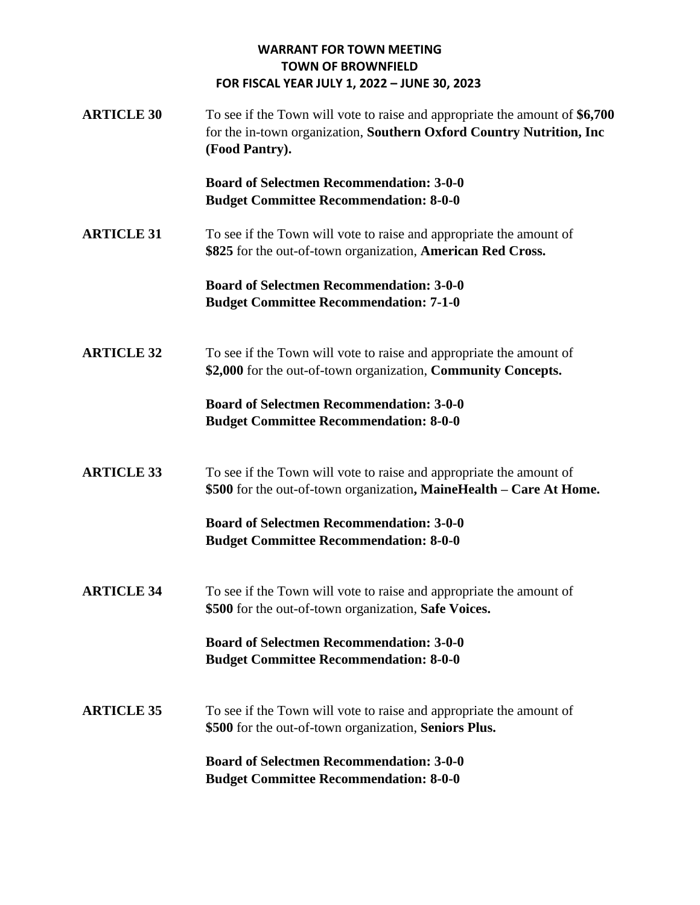**WARRANT FOR TOWN MEETING**
**TOWN OF BROWNFIELD**
**FOR FISCAL YEAR JULY 1, 2022 – JUNE 30, 2023**

**ARTICLE 30** To see if the Town will vote to raise and appropriate the amount of **$6,700** for the in-town organization, **Southern Oxford Country Nutrition, Inc (Food Pantry).**

**Board of Selectmen Recommendation: 3-0-0**
**Budget Committee Recommendation: 8-0-0**

**ARTICLE 31** To see if the Town will vote to raise and appropriate the amount of **$825** for the out-of-town organization, **American Red Cross.**

**Board of Selectmen Recommendation: 3-0-0**
**Budget Committee Recommendation: 7-1-0**

**ARTICLE 32** To see if the Town will vote to raise and appropriate the amount of **$2,000** for the out-of-town organization, **Community Concepts.**

**Board of Selectmen Recommendation: 3-0-0**
**Budget Committee Recommendation: 8-0-0**

**ARTICLE 33** To see if the Town will vote to raise and appropriate the amount of **$500** for the out-of-town organization**, MaineHealth – Care At Home.**

**Board of Selectmen Recommendation: 3-0-0**
**Budget Committee Recommendation: 8-0-0**

**ARTICLE 34** To see if the Town will vote to raise and appropriate the amount of **$500** for the out-of-town organization, **Safe Voices.**

**Board of Selectmen Recommendation: 3-0-0**
**Budget Committee Recommendation: 8-0-0**

**ARTICLE 35** To see if the Town will vote to raise and appropriate the amount of **$500** for the out-of-town organization, **Seniors Plus.**

**Board of Selectmen Recommendation: 3-0-0**
**Budget Committee Recommendation: 8-0-0**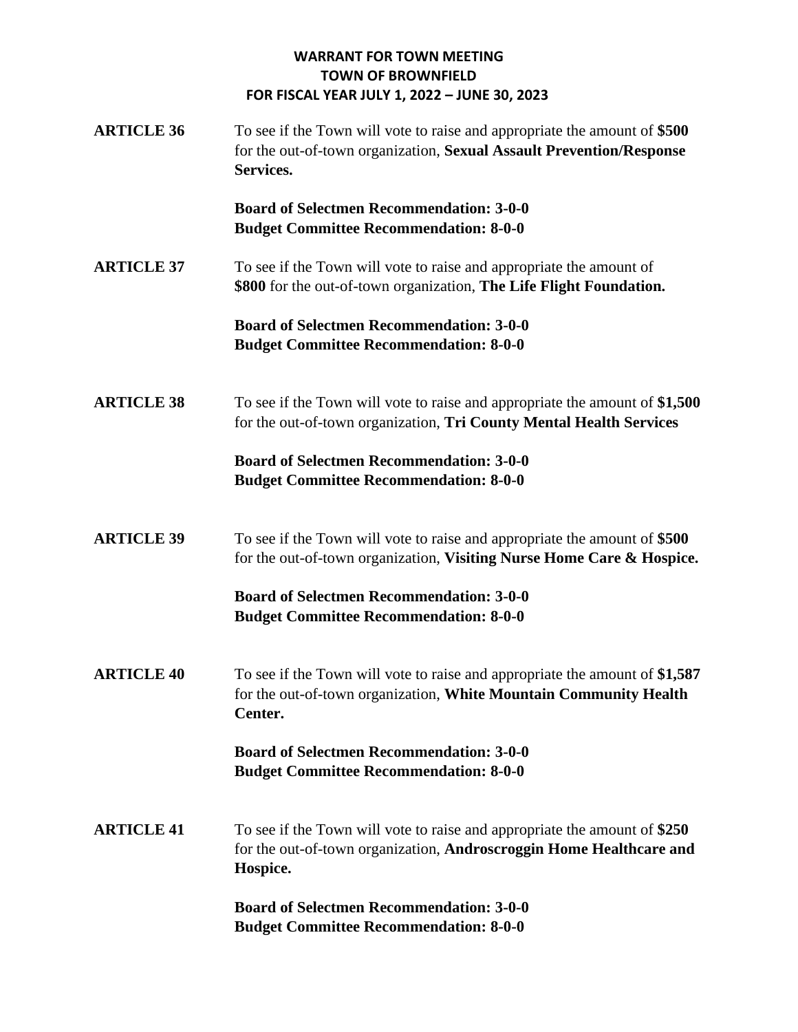# WARRANT FOR TOWN MEETING
## TOWN OF BROWNFIELD
## FOR FISCAL YEAR JULY 1, 2022 – JUNE 30, 2023

**ARTICLE 36** To see if the Town will vote to raise and appropriate the amount of **$500** for the out-of-town organization, **Sexual Assault Prevention/Response Services.**

**Board of Selectmen Recommendation: 3-0-0**
**Budget Committee Recommendation: 8-0-0**

**ARTICLE 37** To see if the Town will vote to raise and appropriate the amount of **$800** for the out-of-town organization, **The Life Flight Foundation.**

**Board of Selectmen Recommendation: 3-0-0**
**Budget Committee Recommendation: 8-0-0**

**ARTICLE 38** To see if the Town will vote to raise and appropriate the amount of **$1,500** for the out-of-town organization, **Tri County Mental Health Services**

**Board of Selectmen Recommendation: 3-0-0**
**Budget Committee Recommendation: 8-0-0**

**ARTICLE 39** To see if the Town will vote to raise and appropriate the amount of **$500** for the out-of-town organization, **Visiting Nurse Home Care & Hospice.**

**Board of Selectmen Recommendation: 3-0-0**
**Budget Committee Recommendation: 8-0-0**

**ARTICLE 40** To see if the Town will vote to raise and appropriate the amount of **$1,587** for the out-of-town organization, **White Mountain Community Health Center.**

**Board of Selectmen Recommendation: 3-0-0**
**Budget Committee Recommendation: 8-0-0**

**ARTICLE 41** To see if the Town will vote to raise and appropriate the amount of **$250** for the out-of-town organization, **Androscroggin Home Healthcare and Hospice.**

**Board of Selectmen Recommendation: 3-0-0**
**Budget Committee Recommendation: 8-0-0**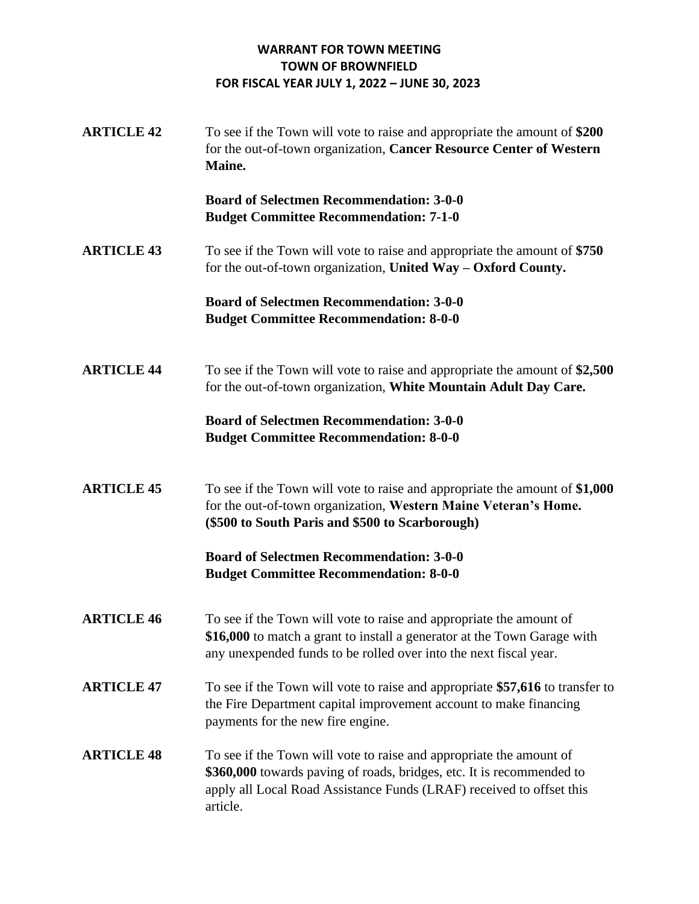**WARRANT FOR TOWN MEETING**
**TOWN OF BROWNFIELD**
**FOR FISCAL YEAR JULY 1, 2022 – JUNE 30, 2023**

**ARTICLE 42** To see if the Town will vote to raise and appropriate the amount of **$200** for the out-of-town organization, **Cancer Resource Center of Western Maine.**

**Board of Selectmen Recommendation: 3-0-0**
**Budget Committee Recommendation: 7-1-0**

**ARTICLE 43** To see if the Town will vote to raise and appropriate the amount of **$750** for the out-of-town organization, **United Way – Oxford County.**

**Board of Selectmen Recommendation: 3-0-0**
**Budget Committee Recommendation: 8-0-0**

**ARTICLE 44** To see if the Town will vote to raise and appropriate the amount of **$2,500** for the out-of-town organization, **White Mountain Adult Day Care.**

**Board of Selectmen Recommendation: 3-0-0**
**Budget Committee Recommendation: 8-0-0**

**ARTICLE 45** To see if the Town will vote to raise and appropriate the amount of **$1,000** for the out-of-town organization, **Western Maine Veteran's Home. ($500 to South Paris and $500 to Scarborough)**

**Board of Selectmen Recommendation: 3-0-0**
**Budget Committee Recommendation: 8-0-0**

**ARTICLE 46** To see if the Town will vote to raise and appropriate the amount of **$16,000** to match a grant to install a generator at the Town Garage with any unexpended funds to be rolled over into the next fiscal year.

**ARTICLE 47** To see if the Town will vote to raise and appropriate **$57,616** to transfer to the Fire Department capital improvement account to make financing payments for the new fire engine.

**ARTICLE 48** To see if the Town will vote to raise and appropriate the amount of **$360,000** towards paving of roads, bridges, etc. It is recommended to apply all Local Road Assistance Funds (LRAF) received to offset this article.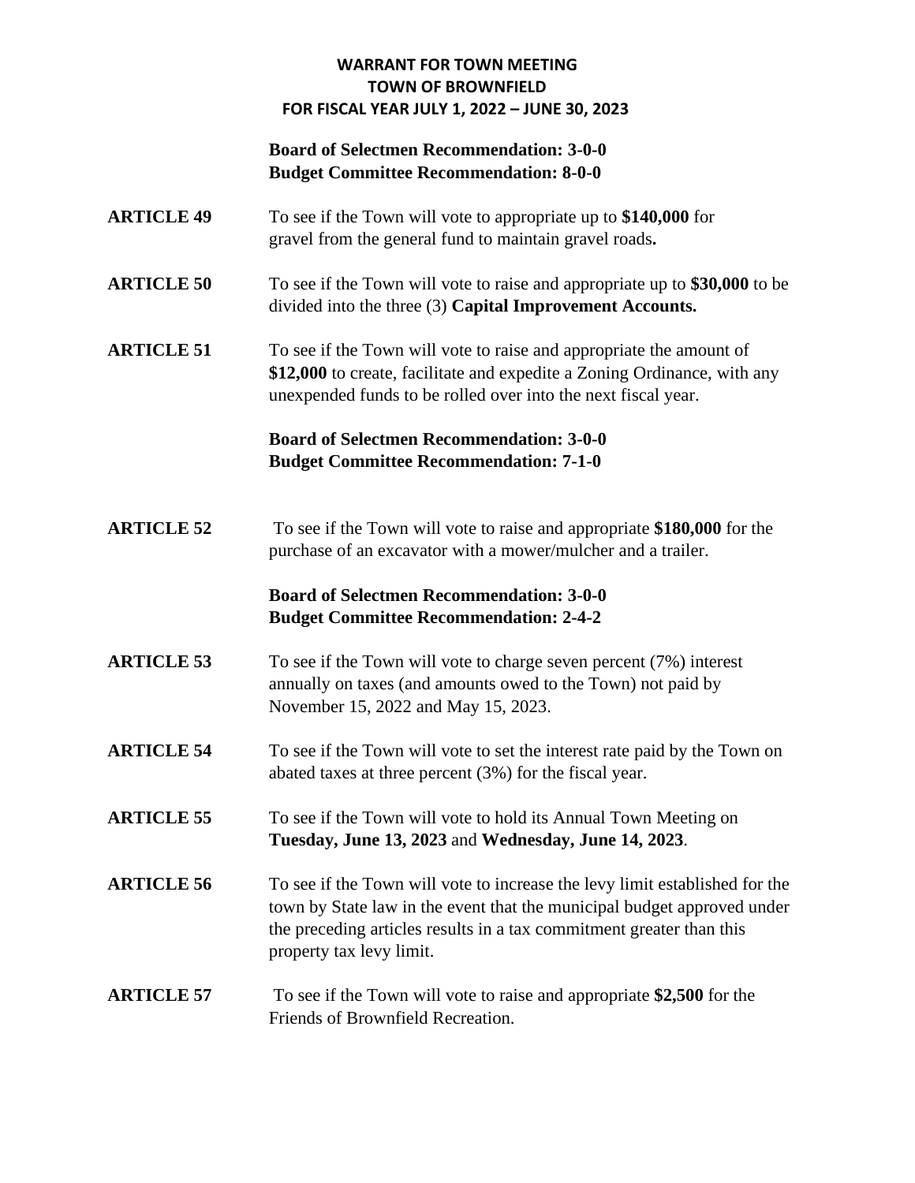**WARRANT FOR TOWN MEETING**
**TOWN OF BROWNFIELD**
**FOR FISCAL YEAR JULY 1, 2022 – JUNE 30, 2023**

**Board of Selectmen Recommendation: 3-0-0**
**Budget Committee Recommendation: 8-0-0**

**ARTICLE 49** To see if the Town will vote to appropriate up to **$140,000** for gravel from the general fund to maintain gravel roads**.**

**ARTICLE 50** To see if the Town will vote to raise and appropriate up to **$30,000** to be divided into the three (3) **Capital Improvement Accounts.**

**ARTICLE 51** To see if the Town will vote to raise and appropriate the amount of **$12,000** to create, facilitate and expedite a Zoning Ordinance, with any unexpended funds to be rolled over into the next fiscal year.

**Board of Selectmen Recommendation: 3-0-0**
**Budget Committee Recommendation: 7-1-0**

**ARTICLE 52** To see if the Town will vote to raise and appropriate **$180,000** for the purchase of an excavator with a mower/mulcher and a trailer.

**Board of Selectmen Recommendation: 3-0-0**
**Budget Committee Recommendation: 2-4-2**

**ARTICLE 53** To see if the Town will vote to charge seven percent (7%) interest annually on taxes (and amounts owed to the Town) not paid by November 15, 2022 and May 15, 2023.

**ARTICLE 54** To see if the Town will vote to set the interest rate paid by the Town on abated taxes at three percent (3%) for the fiscal year.

**ARTICLE 55** To see if the Town will vote to hold its Annual Town Meeting on **Tuesday, June 13, 2023** and **Wednesday, June 14, 2023**.

**ARTICLE 56** To see if the Town will vote to increase the levy limit established for the town by State law in the event that the municipal budget approved under the preceding articles results in a tax commitment greater than this property tax levy limit.

**ARTICLE 57** To see if the Town will vote to raise and appropriate **$2,500** for the Friends of Brownfield Recreation.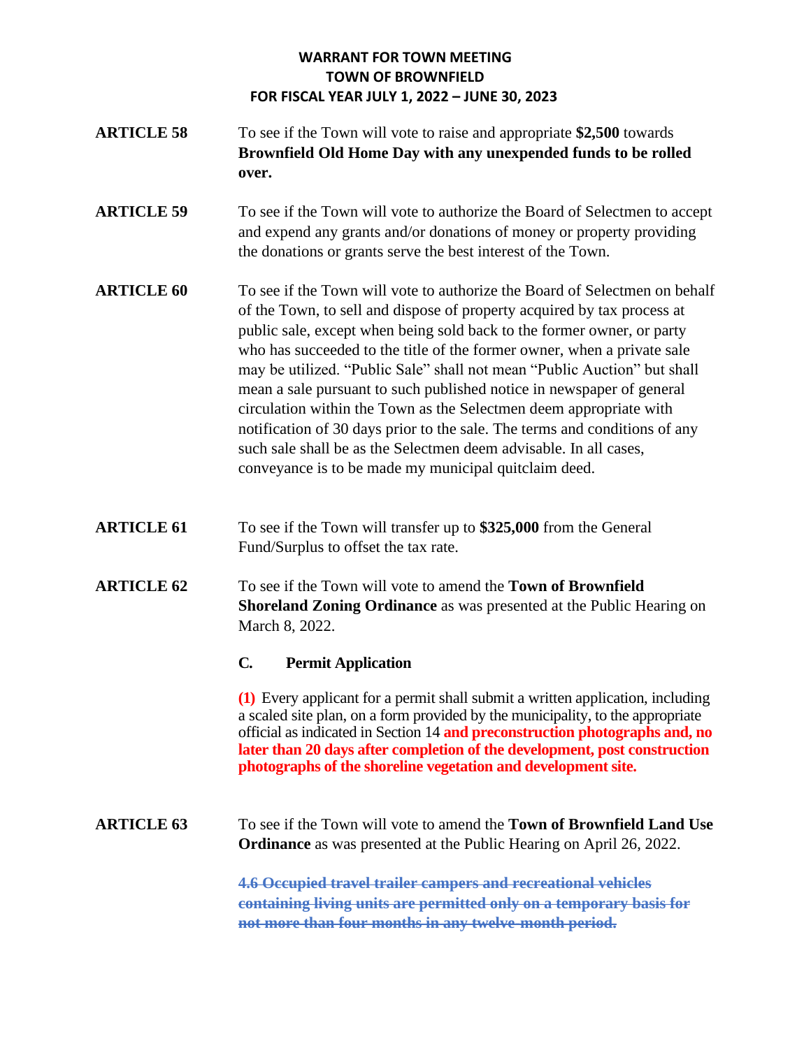**WARRANT FOR TOWN MEETING**
**TOWN OF BROWNFIELD**
**FOR FISCAL YEAR JULY 1, 2022 – JUNE 30, 2023**

**ARTICLE 58** To see if the Town will vote to raise and appropriate **$2,500** towards **Brownfield Old Home Day with any unexpended funds to be rolled over.**

**ARTICLE 59** To see if the Town will vote to authorize the Board of Selectmen to accept and expend any grants and/or donations of money or property providing the donations or grants serve the best interest of the Town.

**ARTICLE 60** To see if the Town will vote to authorize the Board of Selectmen on behalf of the Town, to sell and dispose of property acquired by tax process at public sale, except when being sold back to the former owner, or party who has succeeded to the title of the former owner, when a private sale may be utilized. "Public Sale" shall not mean "Public Auction" but shall mean a sale pursuant to such published notice in newspaper of general circulation within the Town as the Selectmen deem appropriate with notification of 30 days prior to the sale. The terms and conditions of any such sale shall be as the Selectmen deem advisable. In all cases, conveyance is to be made my municipal quitclaim deed.

**ARTICLE 61** To see if the Town will transfer up to **$325,000** from the General Fund/Surplus to offset the tax rate.

**ARTICLE 62** To see if the Town will vote to amend the **Town of Brownfield Shoreland Zoning Ordinance** as was presented at the Public Hearing on March 8, 2022.

**C. Permit Application**

**(1)** Every applicant for a permit shall submit a written application, including a scaled site plan, on a form provided by the municipality, to the appropriate official as indicated in Section 14 **and preconstruction photographs and, no later than 20 days after completion of the development, post construction photographs of the shoreline vegetation and development site.**

**ARTICLE 63** To see if the Town will vote to amend the **Town of Brownfield Land Use Ordinance** as was presented at the Public Hearing on April 26, 2022.

~~**4.6 Occupied travel trailer campers and recreational vehicles containing living units are permitted only on a temporary basis for not more than four months in any twelve-month period.**~~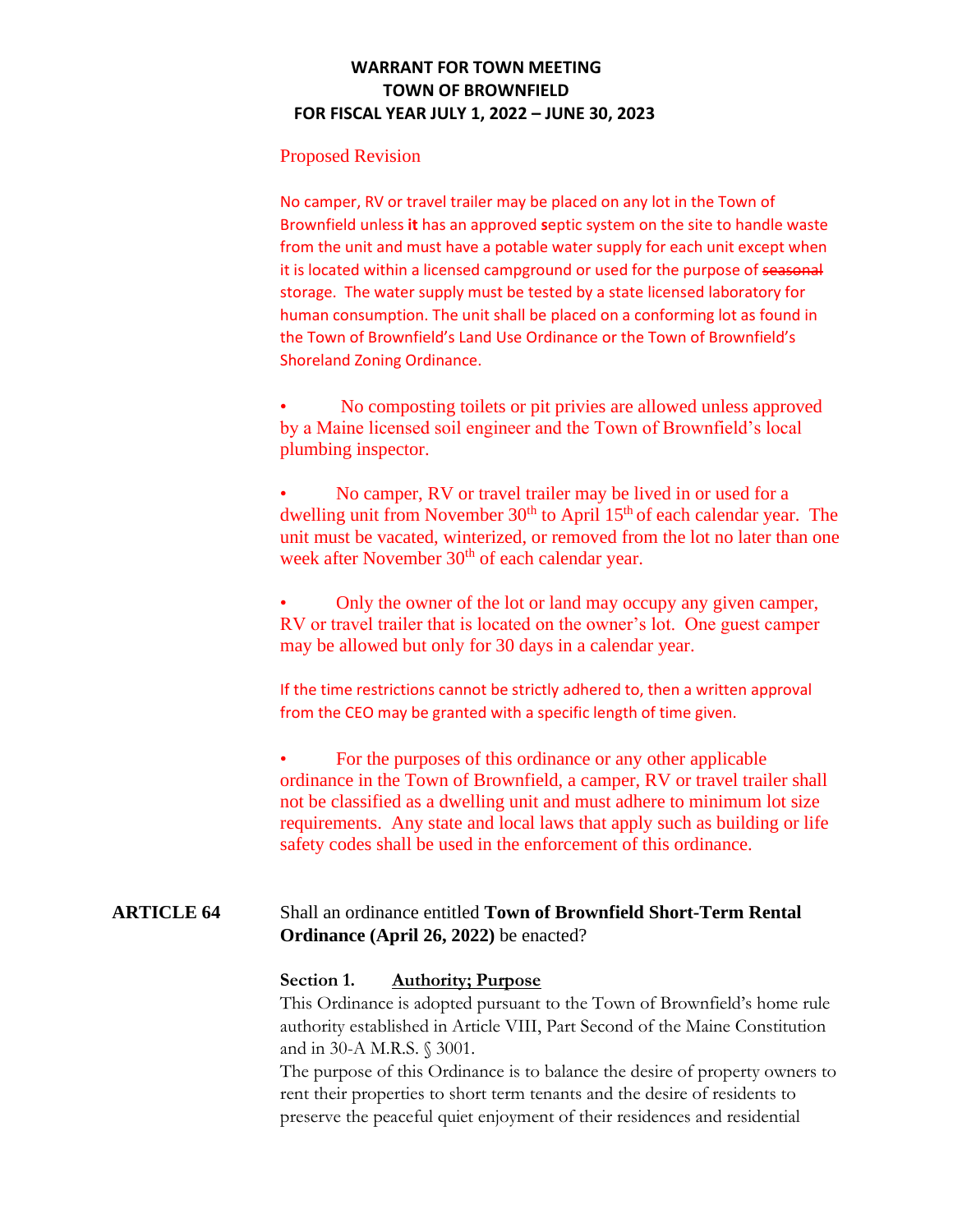# WARRANT FOR TOWN MEETING
# TOWN OF BROWNFIELD
# FOR FISCAL YEAR JULY 1, 2022 – JUNE 30, 2023

Proposed Revision

No camper, RV or travel trailer may be placed on any lot in the Town of Brownfield unless **it** has an approved **s**eptic system on the site to handle waste from the unit and must have a potable water supply for each unit except when it is located within a licensed campground or used for the purpose of ~~seasonal~~ storage. The water supply must be tested by a state licensed laboratory for human consumption. The unit shall be placed on a conforming lot as found in the Town of Brownfield's Land Use Ordinance or the Town of Brownfield's Shoreland Zoning Ordinance.

- No composting toilets or pit privies are allowed unless approved by a Maine licensed soil engineer and the Town of Brownfield's local plumbing inspector.

- No camper, RV or travel trailer may be lived in or used for a dwelling unit from November 30th to April 15th of each calendar year. The unit must be vacated, winterized, or removed from the lot no later than one week after November 30th of each calendar year.

- Only the owner of the lot or land may occupy any given camper, RV or travel trailer that is located on the owner's lot. One guest camper may be allowed but only for 30 days in a calendar year.

If the time restrictions cannot be strictly adhered to, then a written approval from the CEO may be granted with a specific length of time given.

- For the purposes of this ordinance or any other applicable ordinance in the Town of Brownfield, a camper, RV or travel trailer shall not be classified as a dwelling unit and must adhere to minimum lot size requirements. Any state and local laws that apply such as building or life safety codes shall be used in the enforcement of this ordinance.

**ARTICLE 64** Shall an ordinance entitled **Town of Brownfield Short-Term Rental Ordinance (April 26, 2022)** be enacted?

**Section 1. Authority; Purpose**

This Ordinance is adopted pursuant to the Town of Brownfield's home rule authority established in Article VIII, Part Second of the Maine Constitution and in 30-A M.R.S. § 3001.

The purpose of this Ordinance is to balance the desire of property owners to rent their properties to short term tenants and the desire of residents to preserve the peaceful quiet enjoyment of their residences and residential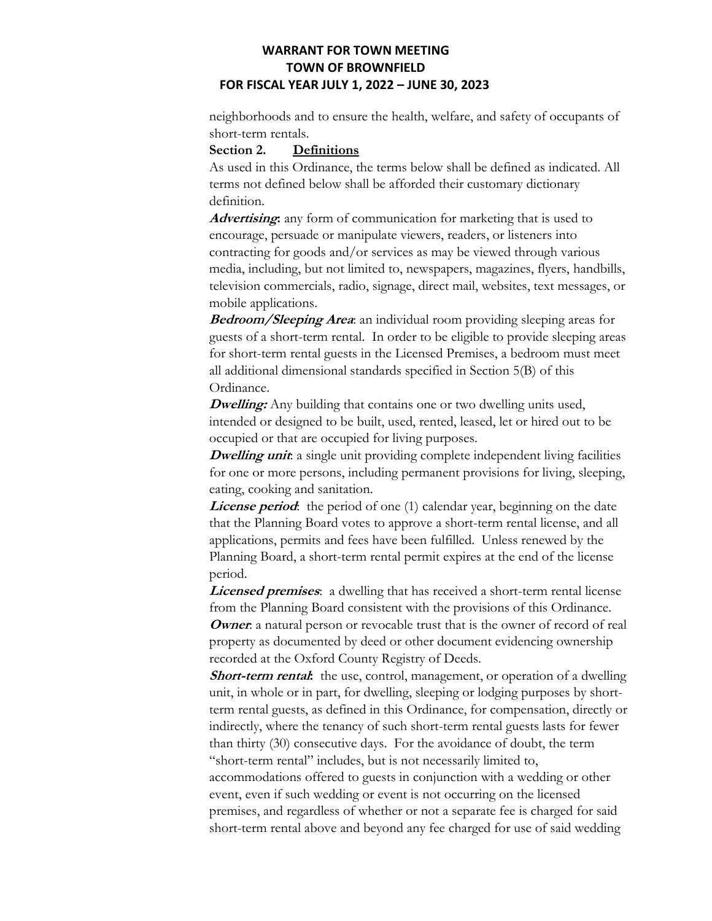neighborhoods and to ensure the health, welfare, and safety of occupants of short-term rentals.

**Section 2. <u>Definitions</u>**

As used in this Ordinance, the terms below shall be defined as indicated. All terms not defined below shall be afforded their customary dictionary definition.

***Advertising*:** any form of communication for marketing that is used to encourage, persuade or manipulate viewers, readers, or listeners into contracting for goods and/or services as may be viewed through various media, including, but not limited to, newspapers, magazines, flyers, handbills, television commercials, radio, signage, direct mail, websites, text messages, or mobile applications.

***Bedroom/Sleeping Area*:** an individual room providing sleeping areas for guests of a short-term rental. In order to be eligible to provide sleeping areas for short-term rental guests in the Licensed Premises, a bedroom must meet all additional dimensional standards specified in Section 5(B) of this Ordinance.

***Dwelling:*** Any building that contains one or two dwelling units used, intended or designed to be built, used, rented, leased, let or hired out to be occupied or that are occupied for living purposes.

***Dwelling unit*:** a single unit providing complete independent living facilities for one or more persons, including permanent provisions for living, sleeping, eating, cooking and sanitation.

***License period*:** the period of one (1) calendar year, beginning on the date that the Planning Board votes to approve a short-term rental license, and all applications, permits and fees have been fulfilled. Unless renewed by the Planning Board, a short-term rental permit expires at the end of the license period.

***Licensed premises*:** a dwelling that has received a short-term rental license from the Planning Board consistent with the provisions of this Ordinance.

***Owner*:** a natural person or revocable trust that is the owner of record of real property as documented by deed or other document evidencing ownership recorded at the Oxford County Registry of Deeds.

***Short-term rental*:** the use, control, management, or operation of a dwelling unit, in whole or in part, for dwelling, sleeping or lodging purposes by short-term rental guests, as defined in this Ordinance, for compensation, directly or indirectly, where the tenancy of such short-term rental guests lasts for fewer than thirty (30) consecutive days. For the avoidance of doubt, the term "short-term rental" includes, but is not necessarily limited to, accommodations offered to guests in conjunction with a wedding or other event, even if such wedding or event is not occurring on the licensed premises, and regardless of whether or not a separate fee is charged for said short-term rental above and beyond any fee charged for use of said wedding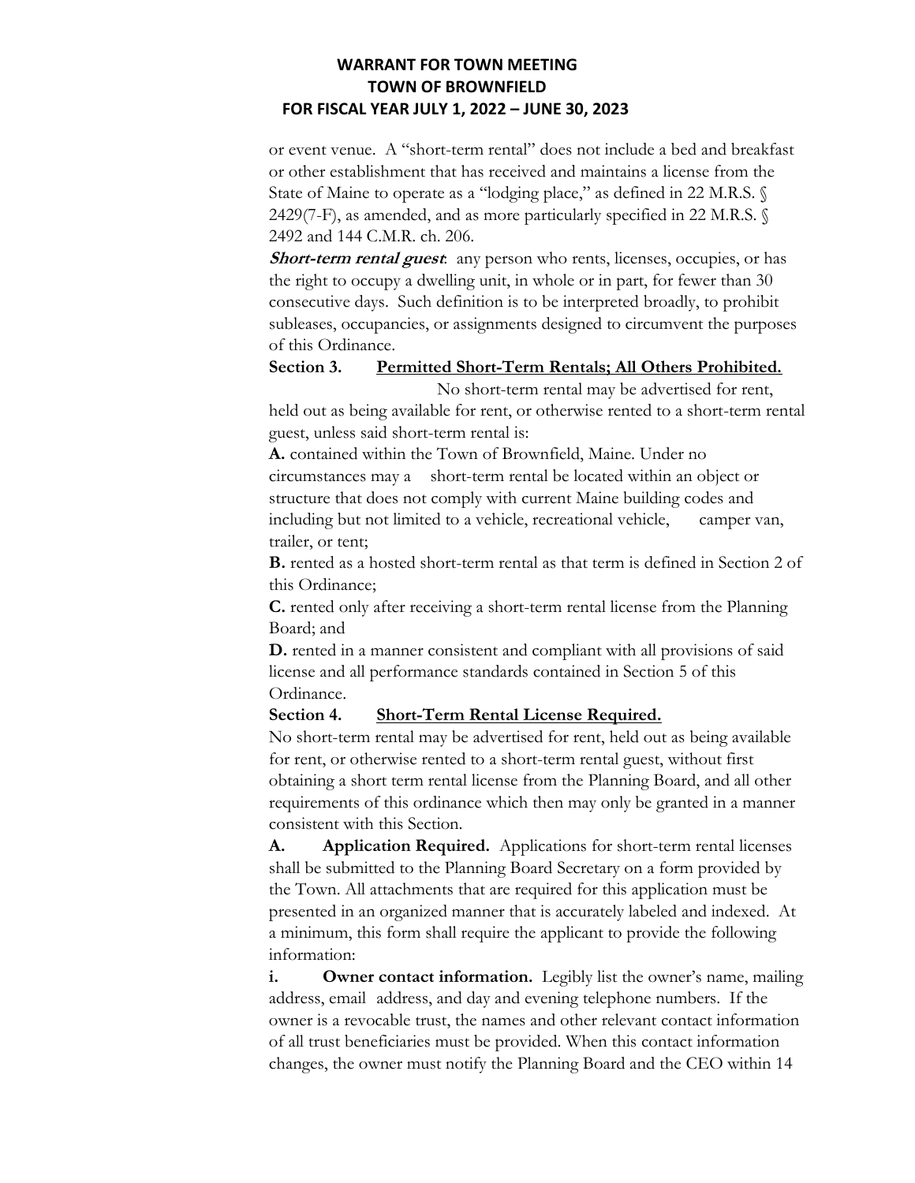or event venue. A "short-term rental" does not include a bed and breakfast or other establishment that has received and maintains a license from the State of Maine to operate as a "lodging place," as defined in 22 M.R.S. § 2429(7-F), as amended, and as more particularly specified in 22 M.R.S. § 2492 and 144 C.M.R. ch. 206.

***Short-term rental guest***: any person who rents, licenses, occupies, or has the right to occupy a dwelling unit, in whole or in part, for fewer than 30 consecutive days. Such definition is to be interpreted broadly, to prohibit subleases, occupancies, or assignments designed to circumvent the purposes of this Ordinance.

**Section 3. Permitted Short-Term Rentals; All Others Prohibited.**

No short-term rental may be advertised for rent, held out as being available for rent, or otherwise rented to a short-term rental guest, unless said short-term rental is:

**A.** contained within the Town of Brownfield, Maine. Under no circumstances may a short-term rental be located within an object or structure that does not comply with current Maine building codes and including but not limited to a vehicle, recreational vehicle, camper van, trailer, or tent;

**B.** rented as a hosted short-term rental as that term is defined in Section 2 of this Ordinance;

**C.** rented only after receiving a short-term rental license from the Planning Board; and

**D.** rented in a manner consistent and compliant with all provisions of said license and all performance standards contained in Section 5 of this Ordinance.

**Section 4. Short-Term Rental License Required.**

No short-term rental may be advertised for rent, held out as being available for rent, or otherwise rented to a short-term rental guest, without first obtaining a short term rental license from the Planning Board, and all other requirements of this ordinance which then may only be granted in a manner consistent with this Section.

**A. Application Required.** Applications for short-term rental licenses shall be submitted to the Planning Board Secretary on a form provided by the Town. All attachments that are required for this application must be presented in an organized manner that is accurately labeled and indexed. At a minimum, this form shall require the applicant to provide the following information:

**i. Owner contact information.** Legibly list the owner's name, mailing address, email address, and day and evening telephone numbers. If the owner is a revocable trust, the names and other relevant contact information of all trust beneficiaries must be provided. When this contact information changes, the owner must notify the Planning Board and the CEO within 14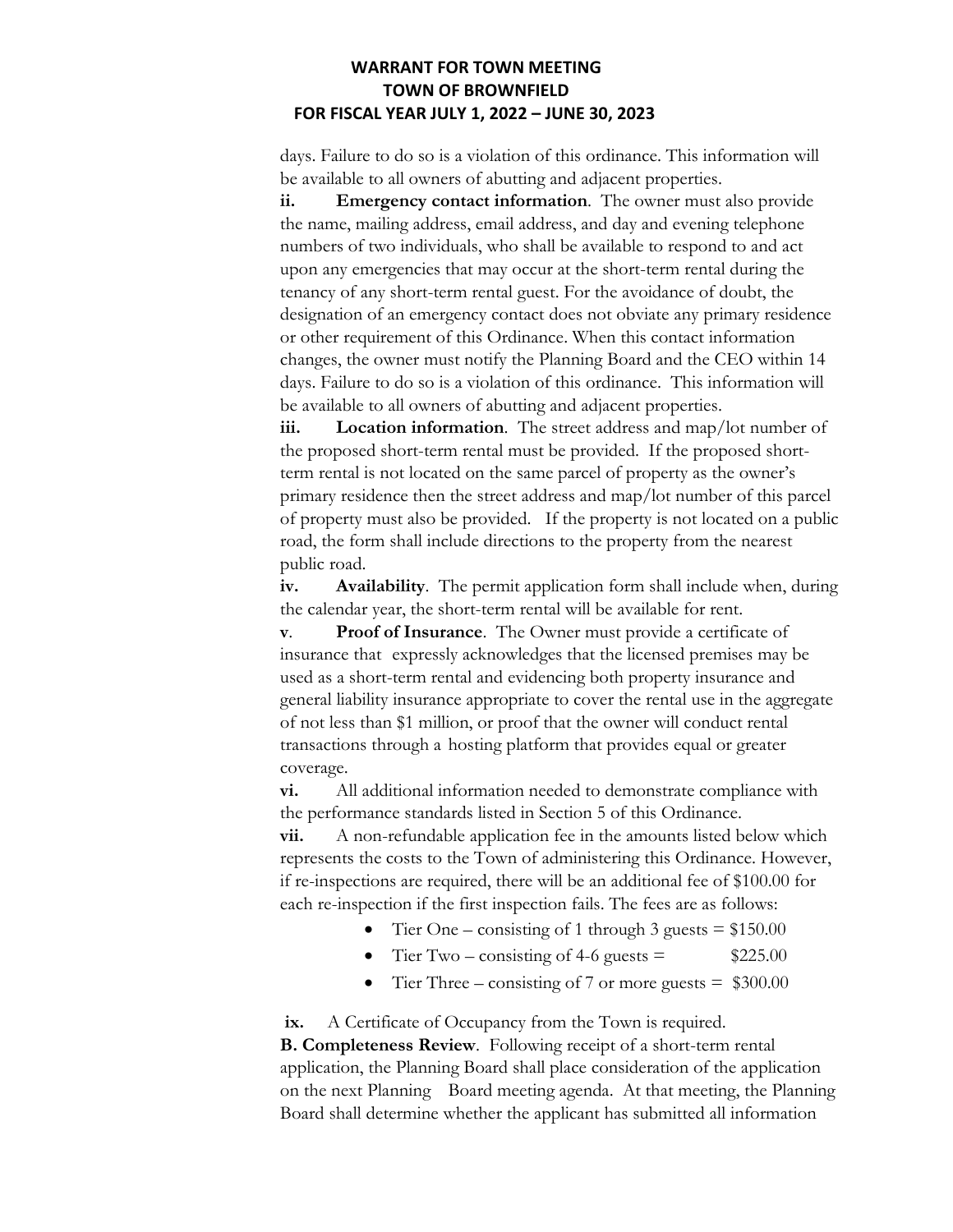days. Failure to do so is a violation of this ordinance. This information will be available to all owners of abutting and adjacent properties.

**ii. Emergency contact information**. The owner must also provide the name, mailing address, email address, and day and evening telephone numbers of two individuals, who shall be available to respond to and act upon any emergencies that may occur at the short-term rental during the tenancy of any short-term rental guest. For the avoidance of doubt, the designation of an emergency contact does not obviate any primary residence or other requirement of this Ordinance. When this contact information changes, the owner must notify the Planning Board and the CEO within 14 days. Failure to do so is a violation of this ordinance. This information will be available to all owners of abutting and adjacent properties.

**iii. Location information**. The street address and map/lot number of the proposed short-term rental must be provided. If the proposed short-term rental is not located on the same parcel of property as the owner's primary residence then the street address and map/lot number of this parcel of property must also be provided. If the property is not located on a public road, the form shall include directions to the property from the nearest public road.

**iv. Availability**. The permit application form shall include when, during the calendar year, the short-term rental will be available for rent.

**v. Proof of Insurance**. The Owner must provide a certificate of insurance that expressly acknowledges that the licensed premises may be used as a short-term rental and evidencing both property insurance and general liability insurance appropriate to cover the rental use in the aggregate of not less than $1 million, or proof that the owner will conduct rental transactions through a hosting platform that provides equal or greater coverage.

**vi.** All additional information needed to demonstrate compliance with the performance standards listed in Section 5 of this Ordinance.

**vii.** A non-refundable application fee in the amounts listed below which represents the costs to the Town of administering this Ordinance. However, if re-inspections are required, there will be an additional fee of $100.00 for each re-inspection if the first inspection fails. The fees are as follows:

- Tier One – consisting of 1 through 3 guests = $150.00
- Tier Two – consisting of 4-6 guests = $225.00
- Tier Three – consisting of 7 or more guests = $300.00

**ix.** A Certificate of Occupancy from the Town is required.

**B. Completeness Review**. Following receipt of a short-term rental application, the Planning Board shall place consideration of the application on the next Planning Board meeting agenda. At that meeting, the Planning Board shall determine whether the applicant has submitted all information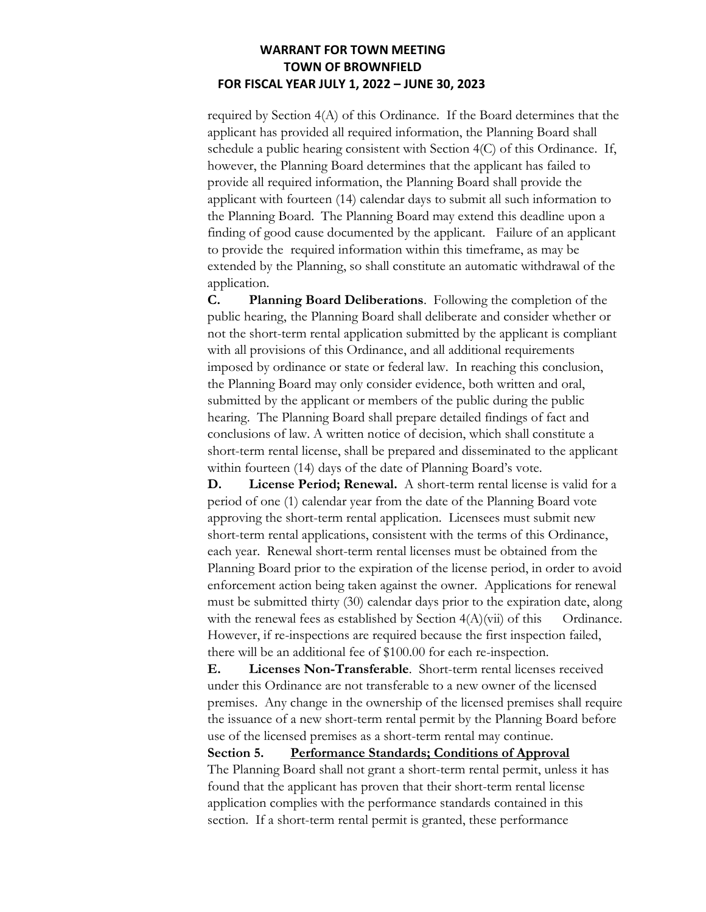required by Section 4(A) of this Ordinance. If the Board determines that the applicant has provided all required information, the Planning Board shall schedule a public hearing consistent with Section 4(C) of this Ordinance. If, however, the Planning Board determines that the applicant has failed to provide all required information, the Planning Board shall provide the applicant with fourteen (14) calendar days to submit all such information to the Planning Board. The Planning Board may extend this deadline upon a finding of good cause documented by the applicant. Failure of an applicant to provide the required information within this timeframe, as may be extended by the Planning, so shall constitute an automatic withdrawal of the application.

**C. Planning Board Deliberations**. Following the completion of the public hearing, the Planning Board shall deliberate and consider whether or not the short-term rental application submitted by the applicant is compliant with all provisions of this Ordinance, and all additional requirements imposed by ordinance or state or federal law. In reaching this conclusion, the Planning Board may only consider evidence, both written and oral, submitted by the applicant or members of the public during the public hearing. The Planning Board shall prepare detailed findings of fact and conclusions of law. A written notice of decision, which shall constitute a short-term rental license, shall be prepared and disseminated to the applicant within fourteen (14) days of the date of Planning Board's vote.

**D. License Period; Renewal.** A short-term rental license is valid for a period of one (1) calendar year from the date of the Planning Board vote approving the short-term rental application. Licensees must submit new short-term rental applications, consistent with the terms of this Ordinance, each year. Renewal short-term rental licenses must be obtained from the Planning Board prior to the expiration of the license period, in order to avoid enforcement action being taken against the owner. Applications for renewal must be submitted thirty (30) calendar days prior to the expiration date, along with the renewal fees as established by Section 4(A)(vii) of this Ordinance. However, if re-inspections are required because the first inspection failed, there will be an additional fee of $100.00 for each re-inspection.

**E. Licenses Non-Transferable**. Short-term rental licenses received under this Ordinance are not transferable to a new owner of the licensed premises. Any change in the ownership of the licensed premises shall require the issuance of a new short-term rental permit by the Planning Board before use of the licensed premises as a short-term rental may continue.

**Section 5. <u>Performance Standards; Conditions of Approval</u>**

The Planning Board shall not grant a short-term rental permit, unless it has found that the applicant has proven that their short-term rental license application complies with the performance standards contained in this section. If a short-term rental permit is granted, these performance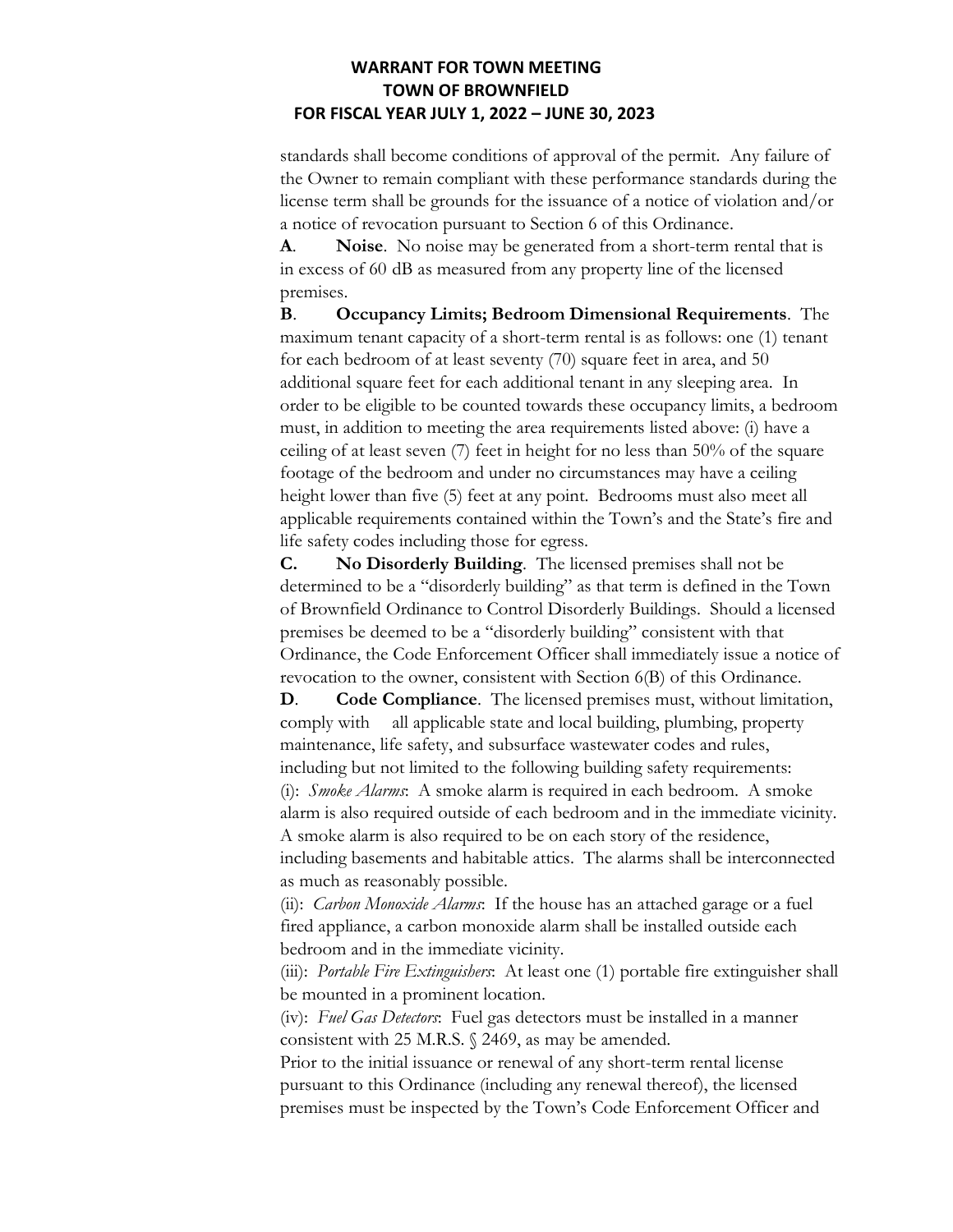standards shall become conditions of approval of the permit. Any failure of the Owner to remain compliant with these performance standards during the license term shall be grounds for the issuance of a notice of violation and/or a notice of revocation pursuant to Section 6 of this Ordinance.

**A**. **Noise**. No noise may be generated from a short-term rental that is in excess of 60 dB as measured from any property line of the licensed premises.

**B**. **Occupancy Limits; Bedroom Dimensional Requirements**. The maximum tenant capacity of a short-term rental is as follows: one (1) tenant for each bedroom of at least seventy (70) square feet in area, and 50 additional square feet for each additional tenant in any sleeping area. In order to be eligible to be counted towards these occupancy limits, a bedroom must, in addition to meeting the area requirements listed above: (i) have a ceiling of at least seven (7) feet in height for no less than 50% of the square footage of the bedroom and under no circumstances may have a ceiling height lower than five (5) feet at any point. Bedrooms must also meet all applicable requirements contained within the Town's and the State's fire and life safety codes including those for egress.

**C.** **No Disorderly Building**. The licensed premises shall not be determined to be a "disorderly building" as that term is defined in the Town of Brownfield Ordinance to Control Disorderly Buildings. Should a licensed premises be deemed to be a "disorderly building" consistent with that Ordinance, the Code Enforcement Officer shall immediately issue a notice of revocation to the owner, consistent with Section 6(B) of this Ordinance.

**D**. **Code Compliance**. The licensed premises must, without limitation, comply with all applicable state and local building, plumbing, property maintenance, life safety, and subsurface wastewater codes and rules, including but not limited to the following building safety requirements:

(i): *Smoke Alarms*: A smoke alarm is required in each bedroom. A smoke alarm is also required outside of each bedroom and in the immediate vicinity. A smoke alarm is also required to be on each story of the residence, including basements and habitable attics. The alarms shall be interconnected as much as reasonably possible.

(ii): *Carbon Monoxide Alarms*: If the house has an attached garage or a fuel fired appliance, a carbon monoxide alarm shall be installed outside each bedroom and in the immediate vicinity.

(iii): *Portable Fire Extinguishers*: At least one (1) portable fire extinguisher shall be mounted in a prominent location.

(iv): *Fuel Gas Detectors*: Fuel gas detectors must be installed in a manner consistent with 25 M.R.S. § 2469, as may be amended.

Prior to the initial issuance or renewal of any short-term rental license pursuant to this Ordinance (including any renewal thereof), the licensed premises must be inspected by the Town's Code Enforcement Officer and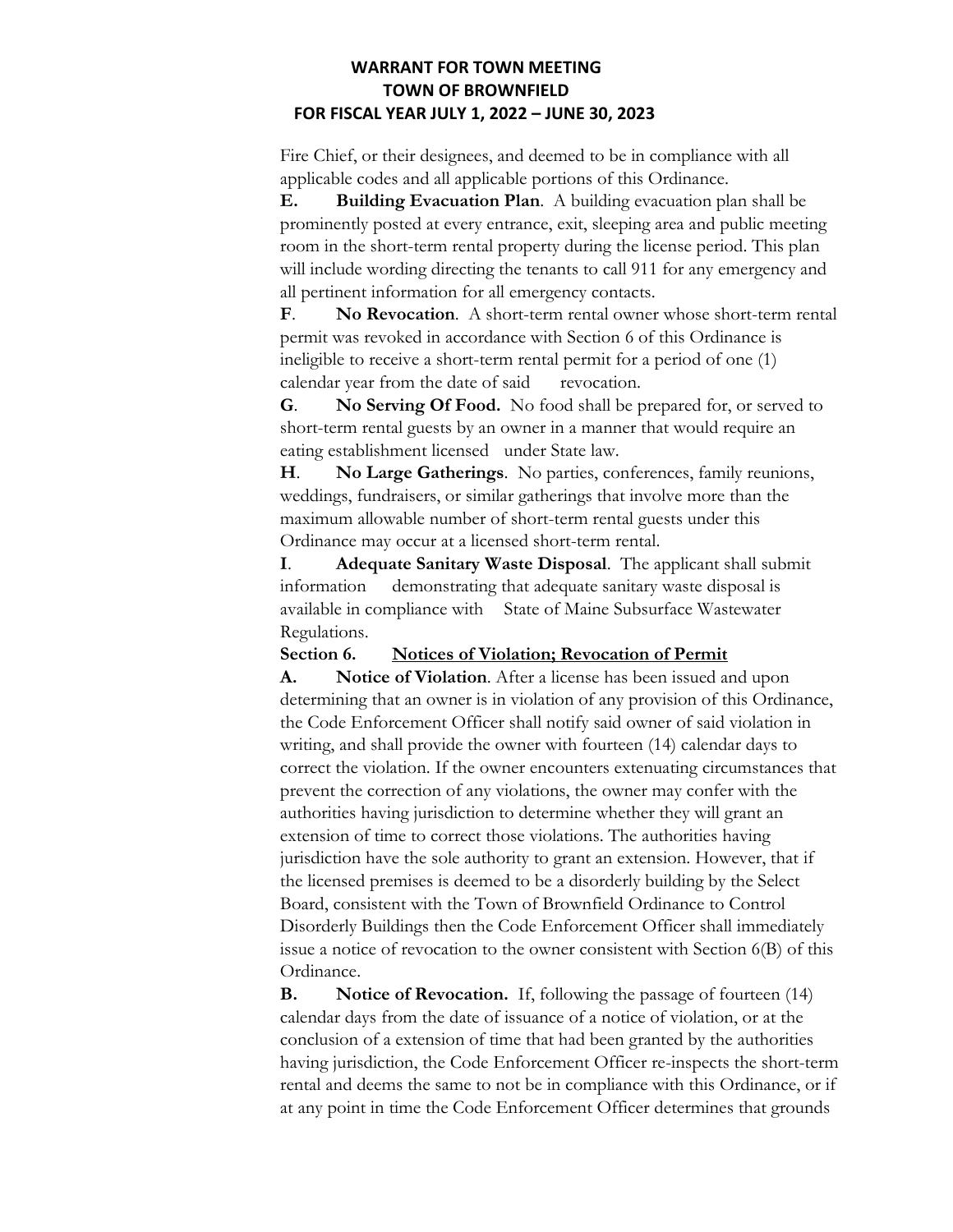Fire Chief, or their designees, and deemed to be in compliance with all applicable codes and all applicable portions of this Ordinance.

**E. Building Evacuation Plan**. A building evacuation plan shall be prominently posted at every entrance, exit, sleeping area and public meeting room in the short-term rental property during the license period. This plan will include wording directing the tenants to call 911 for any emergency and all pertinent information for all emergency contacts.

**F. No Revocation**. A short-term rental owner whose short-term rental permit was revoked in accordance with Section 6 of this Ordinance is ineligible to receive a short-term rental permit for a period of one (1) calendar year from the date of said revocation.

**G. No Serving Of Food.** No food shall be prepared for, or served to short-term rental guests by an owner in a manner that would require an eating establishment licensed under State law.

**H. No Large Gatherings**. No parties, conferences, family reunions, weddings, fundraisers, or similar gatherings that involve more than the maximum allowable number of short-term rental guests under this Ordinance may occur at a licensed short-term rental.

**I. Adequate Sanitary Waste Disposal**. The applicant shall submit information demonstrating that adequate sanitary waste disposal is available in compliance with State of Maine Subsurface Wastewater Regulations.

**Section 6. Notices of Violation; Revocation of Permit**

**A. Notice of Violation**. After a license has been issued and upon determining that an owner is in violation of any provision of this Ordinance, the Code Enforcement Officer shall notify said owner of said violation in writing, and shall provide the owner with fourteen (14) calendar days to correct the violation. If the owner encounters extenuating circumstances that prevent the correction of any violations, the owner may confer with the authorities having jurisdiction to determine whether they will grant an extension of time to correct those violations. The authorities having jurisdiction have the sole authority to grant an extension. However, that if the licensed premises is deemed to be a disorderly building by the Select Board, consistent with the Town of Brownfield Ordinance to Control Disorderly Buildings then the Code Enforcement Officer shall immediately issue a notice of revocation to the owner consistent with Section 6(B) of this Ordinance.

**B. Notice of Revocation.** If, following the passage of fourteen (14) calendar days from the date of issuance of a notice of violation, or at the conclusion of a extension of time that had been granted by the authorities having jurisdiction, the Code Enforcement Officer re-inspects the short-term rental and deems the same to not be in compliance with this Ordinance, or if at any point in time the Code Enforcement Officer determines that grounds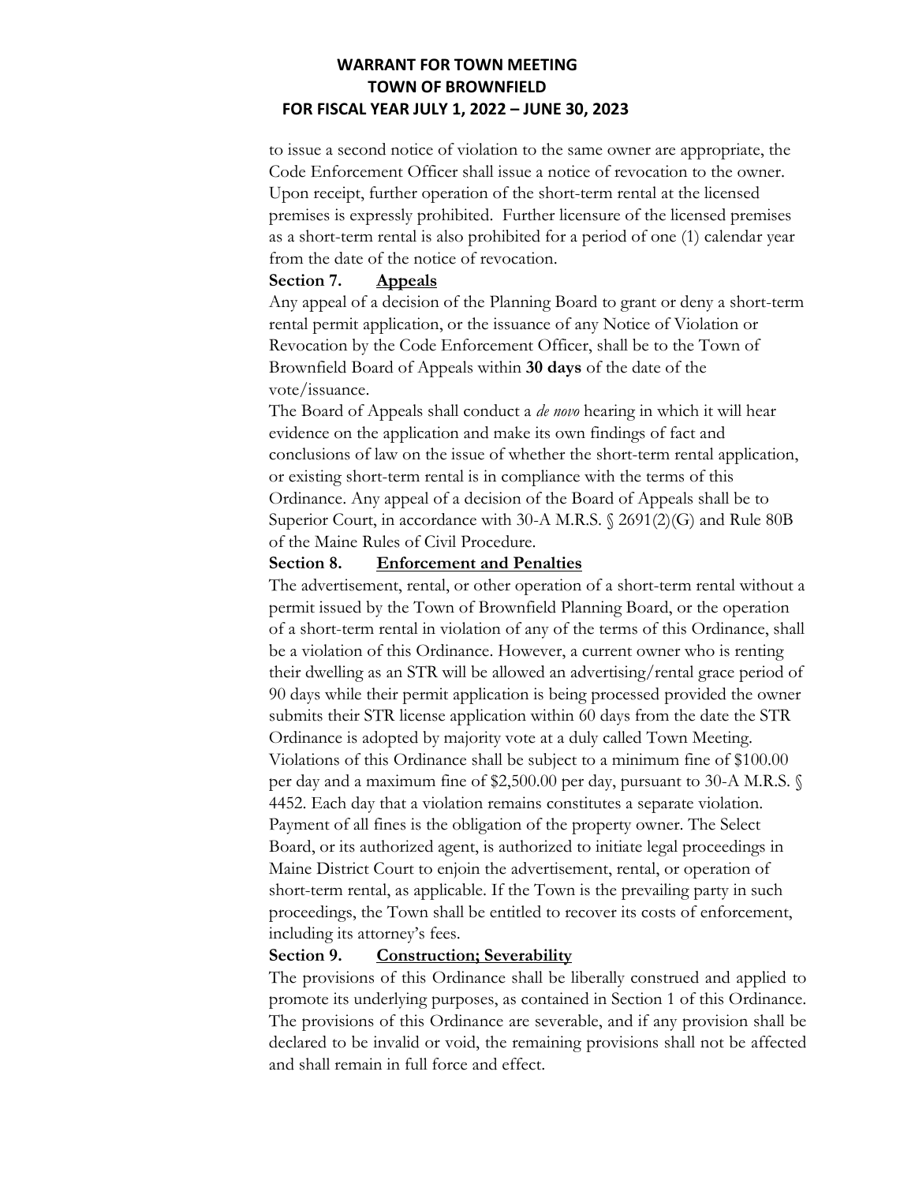to issue a second notice of violation to the same owner are appropriate, the Code Enforcement Officer shall issue a notice of revocation to the owner. Upon receipt, further operation of the short-term rental at the licensed premises is expressly prohibited. Further licensure of the licensed premises as a short-term rental is also prohibited for a period of one (1) calendar year from the date of the notice of revocation.

**Section 7. <u>Appeals</u>**

Any appeal of a decision of the Planning Board to grant or deny a short-term rental permit application, or the issuance of any Notice of Violation or Revocation by the Code Enforcement Officer, shall be to the Town of Brownfield Board of Appeals within **30 days** of the date of the vote/issuance.

The Board of Appeals shall conduct a *de novo* hearing in which it will hear evidence on the application and make its own findings of fact and conclusions of law on the issue of whether the short-term rental application, or existing short-term rental is in compliance with the terms of this Ordinance. Any appeal of a decision of the Board of Appeals shall be to Superior Court, in accordance with 30-A M.R.S. § 2691(2)(G) and Rule 80B of the Maine Rules of Civil Procedure.

**Section 8. <u>Enforcement and Penalties</u>**

The advertisement, rental, or other operation of a short-term rental without a permit issued by the Town of Brownfield Planning Board, or the operation of a short-term rental in violation of any of the terms of this Ordinance, shall be a violation of this Ordinance. However, a current owner who is renting their dwelling as an STR will be allowed an advertising/rental grace period of 90 days while their permit application is being processed provided the owner submits their STR license application within 60 days from the date the STR Ordinance is adopted by majority vote at a duly called Town Meeting. Violations of this Ordinance shall be subject to a minimum fine of $100.00 per day and a maximum fine of $2,500.00 per day, pursuant to 30-A M.R.S. § 4452. Each day that a violation remains constitutes a separate violation. Payment of all fines is the obligation of the property owner. The Select Board, or its authorized agent, is authorized to initiate legal proceedings in Maine District Court to enjoin the advertisement, rental, or operation of short-term rental, as applicable. If the Town is the prevailing party in such proceedings, the Town shall be entitled to recover its costs of enforcement, including its attorney's fees.

**Section 9. <u>Construction; Severability</u>**

The provisions of this Ordinance shall be liberally construed and applied to promote its underlying purposes, as contained in Section 1 of this Ordinance. The provisions of this Ordinance are severable, and if any provision shall be declared to be invalid or void, the remaining provisions shall not be affected and shall remain in full force and effect.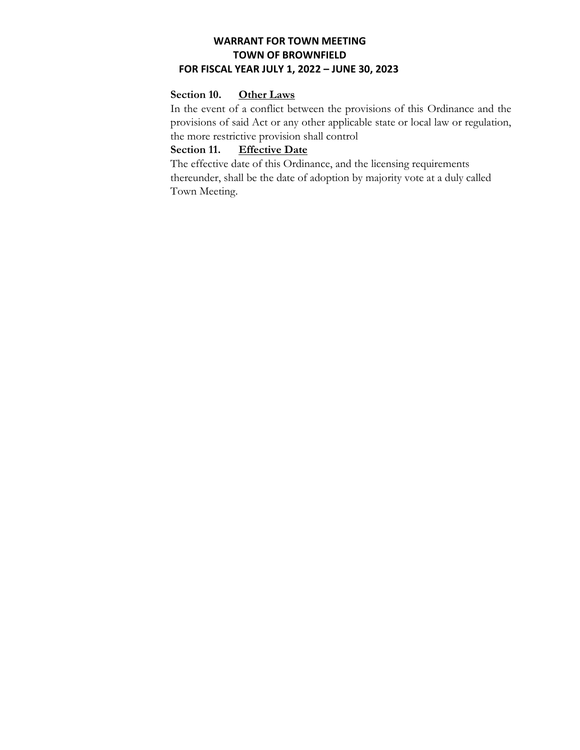**Section 10. <u>Other Laws</u>**

In the event of a conflict between the provisions of this Ordinance and the provisions of said Act or any other applicable state or local law or regulation, the more restrictive provision shall control

**Section 11. <u>Effective Date</u>**

The effective date of this Ordinance, and the licensing requirements thereunder, shall be the date of adoption by majority vote at a duly called Town Meeting.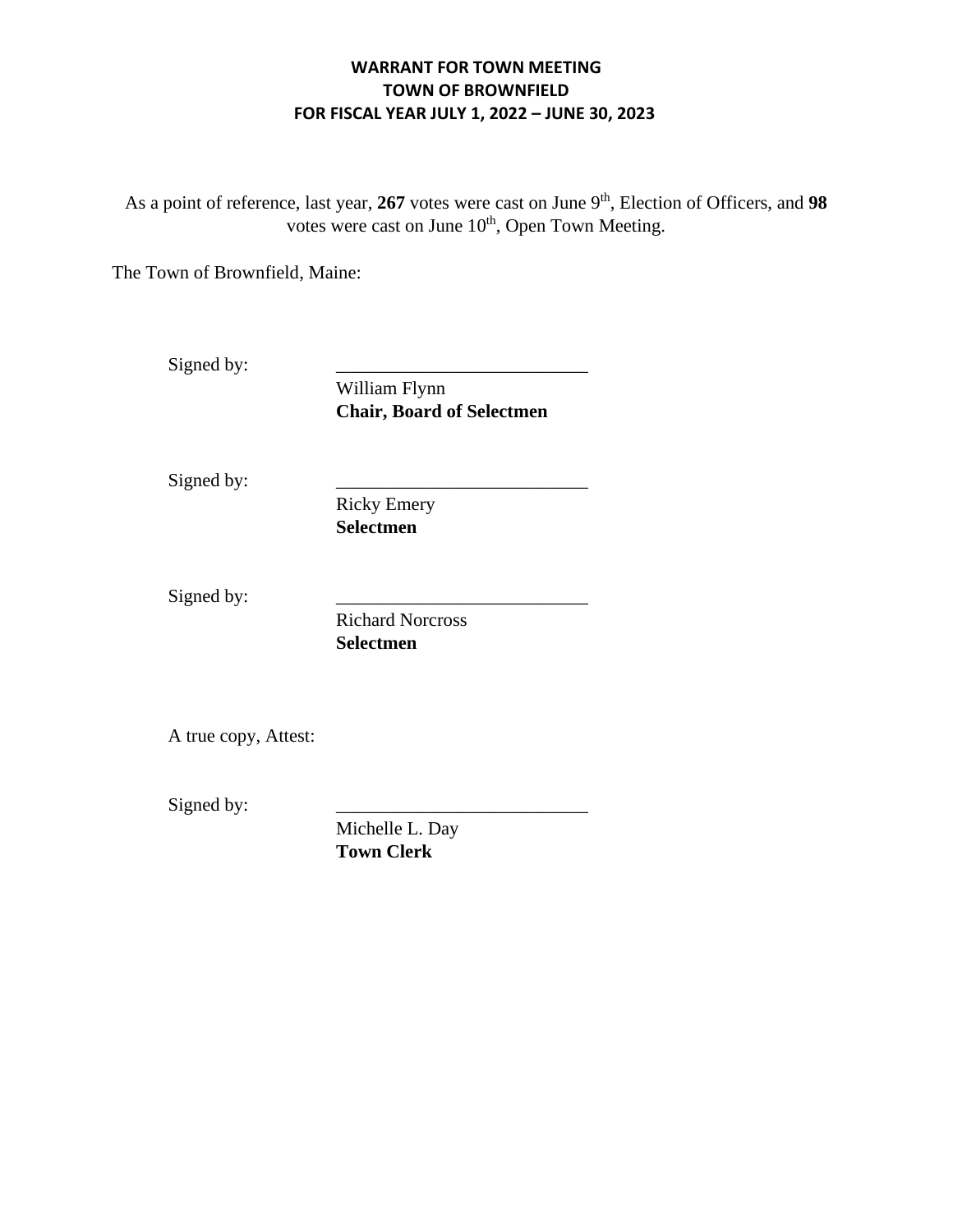**WARRANT FOR TOWN MEETING**
**TOWN OF BROWNFIELD**
**FOR FISCAL YEAR JULY 1, 2022 – JUNE 30, 2023**

As a point of reference, last year, **267** votes were cast on June 9th, Election of Officers, and **98** votes were cast on June 10th, Open Town Meeting.

The Town of Brownfield, Maine:

Signed by: \_\_\_\_\_\_\_\_\_\_\_\_\_\_\_\_\_\_\_\_\_\_\_\_\_\_\_
William Flynn
**Chair, Board of Selectmen**

Signed by: \_\_\_\_\_\_\_\_\_\_\_\_\_\_\_\_\_\_\_\_\_\_\_\_\_\_\_
Ricky Emery
**Selectmen**

Signed by: \_\_\_\_\_\_\_\_\_\_\_\_\_\_\_\_\_\_\_\_\_\_\_\_\_\_\_
Richard Norcross
**Selectmen**

A true copy, Attest:

Signed by: \_\_\_\_\_\_\_\_\_\_\_\_\_\_\_\_\_\_\_\_\_\_\_\_\_\_\_
Michelle L. Day
**Town Clerk**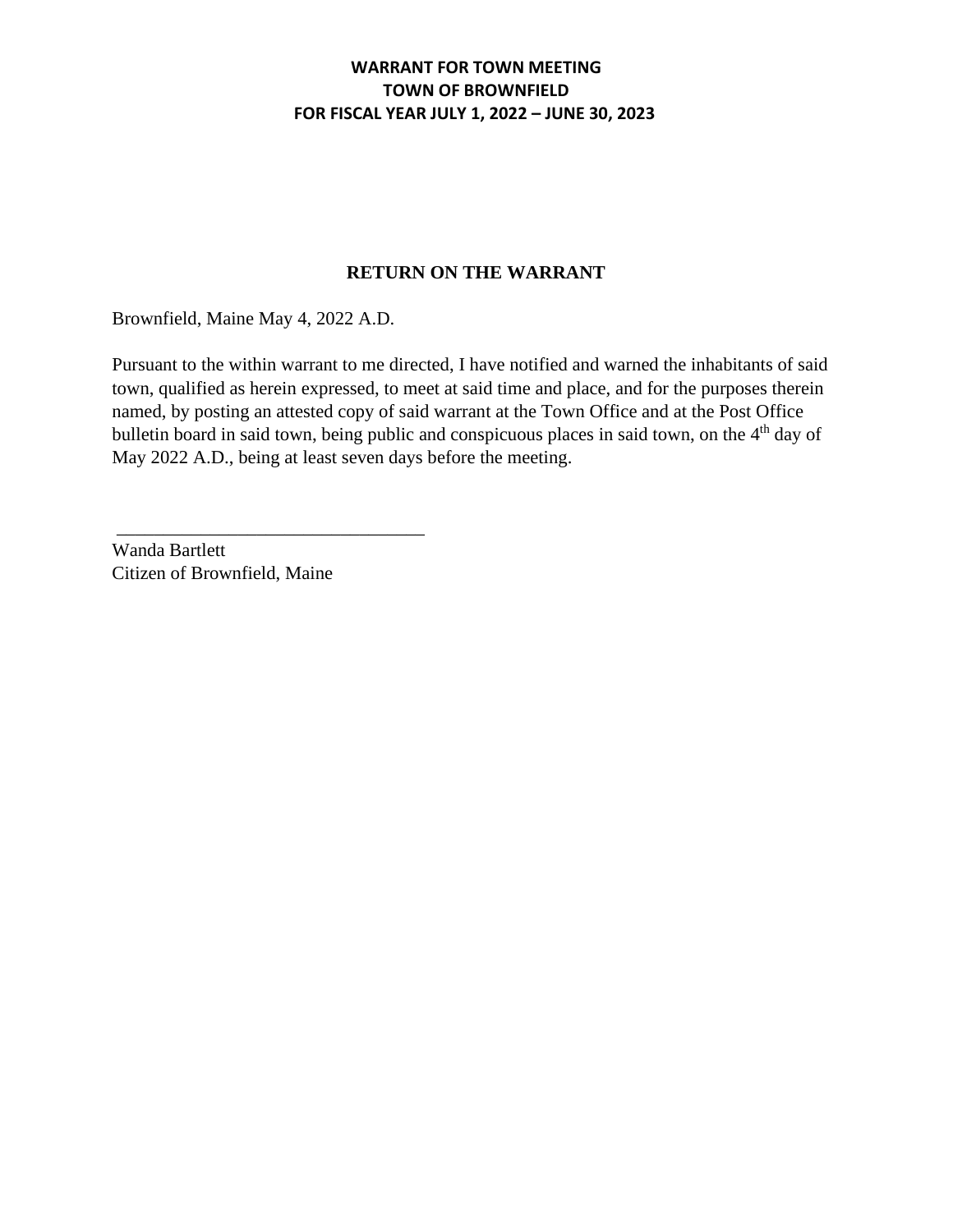**WARRANT FOR TOWN MEETING**
**TOWN OF BROWNFIELD**
**FOR FISCAL YEAR JULY 1, 2022 – JUNE 30, 2023**

## RETURN ON THE WARRANT

Brownfield, Maine May 4, 2022 A.D.

Pursuant to the within warrant to me directed, I have notified and warned the inhabitants of said town, qualified as herein expressed, to meet at said time and place, and for the purposes therein named, by posting an attested copy of said warrant at the Town Office and at the Post Office bulletin board in said town, being public and conspicuous places in said town, on the 4th day of May 2022 A.D., being at least seven days before the meeting.

_________________________________
Wanda Bartlett
Citizen of Brownfield, Maine